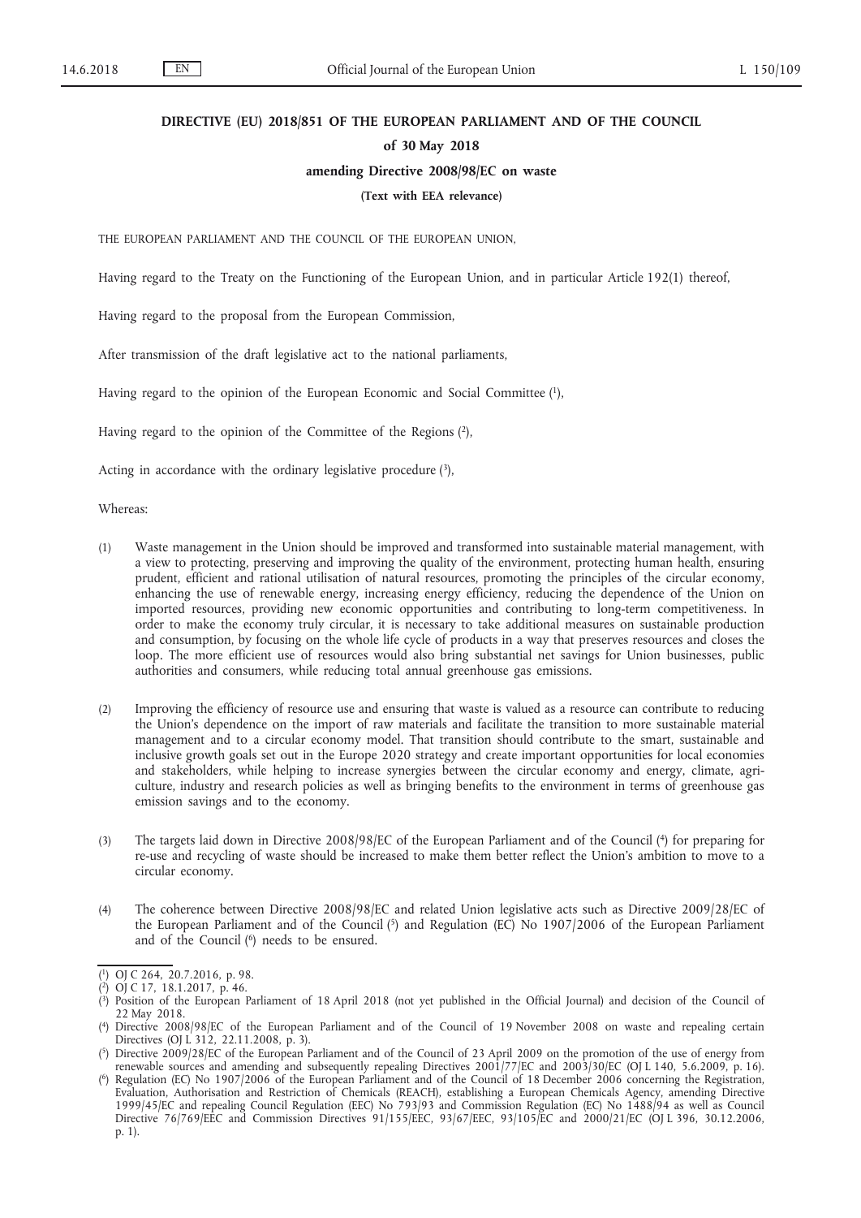**DIRECTIVE (EU) 2018/851 OF THE EUROPEAN PARLIAMENT AND OF THE COUNCIL**

**of 30 May 2018**

**amending Directive 2008/98/EC on waste**

**(Text with EEA relevance)**

THE EUROPEAN PARLIAMENT AND THE COUNCIL OF THE EUROPEAN UNION,

Having regard to the Treaty on the Functioning of the European Union, and in particular Article 192(1) thereof,

Having regard to the proposal from the European Commission,

After transmission of the draft legislative act to the national parliaments,

Having regard to the opinion of the European Economic and Social Committee [1],

Having regard to the opinion of the Committee of the Regions [2],

Acting in accordance with the ordinary legislative procedure [3],

Whereas:

(1) Waste management in the Union should be improved and transformed into sustainable material management, with a view to protecting, preserving and improving the quality of the environment, protecting human health, ensuring prudent, efficient and rational utilisation of natural resources, promoting the principles of the circular economy, enhancing the use of renewable energy, increasing energy efficiency, reducing the dependence of the Union on imported resources, providing new economic opportunities and contributing to long-term competitiveness. In order to make the economy truly circular, it is necessary to take additional measures on sustainable production and consumption, by focusing on the whole life cycle of products in a way that preserves resources and closes the loop. The more efficient use of resources would also bring substantial net savings for Union businesses, public authorities and consumers, while reducing total annual greenhouse gas emissions.

(2) Improving the efficiency of resource use and ensuring that waste is valued as a resource can contribute to reducing the Union's dependence on the import of raw materials and facilitate the transition to more sustainable material management and to a circular economy model. That transition should contribute to the smart, sustainable and inclusive growth goals set out in the Europe 2020 strategy and create important opportunities for local economies and stakeholders, while helping to increase synergies between the circular economy and energy, climate, agriculture, industry and research policies as well as bringing benefits to the environment in terms of greenhouse gas emission savings and to the economy.

(3) The targets laid down in Directive 2008/98/EC of the European Parliament and of the Council [4] for preparing for re-use and recycling of waste should be increased to make them better reflect the Union's ambition to move to a circular economy.

(4) The coherence between Directive 2008/98/EC and related Union legislative acts such as Directive 2009/28/EC of the European Parliament and of the Council [5] and Regulation (EC) No 1907/2006 of the European Parliament and of the Council [6] needs to be ensured.

---

[1] OJ C 264, 20.7.2016, p. 98.

[2] OJ C 17, 18.1.2017, p. 46.

[3] Position of the European Parliament of 18 April 2018 (not yet published in the Official Journal) and decision of the Council of 22 May 2018.

[4] Directive 2008/98/EC of the European Parliament and of the Council of 19 November 2008 on waste and repealing certain Directives (OJ L 312, 22.11.2008, p. 3).

[5] Directive 2009/28/EC of the European Parliament and of the Council of 23 April 2009 on the promotion of the use of energy from renewable sources and amending and subsequently repealing Directives 2001/77/EC and 2003/30/EC (OJ L 140, 5.6.2009, p. 16).

[6] Regulation (EC) No 1907/2006 of the European Parliament and of the Council of 18 December 2006 concerning the Registration, Evaluation, Authorisation and Restriction of Chemicals (REACH), establishing a European Chemicals Agency, amending Directive 1999/45/EC and repealing Council Regulation (EEC) No 793/93 and Commission Regulation (EC) No 1488/94 as well as Council Directive 76/769/EEC and Commission Directives 91/155/EEC, 93/67/EEC, 93/105/EC and 2000/21/EC (OJ L 396, 30.12.2006, p. 1).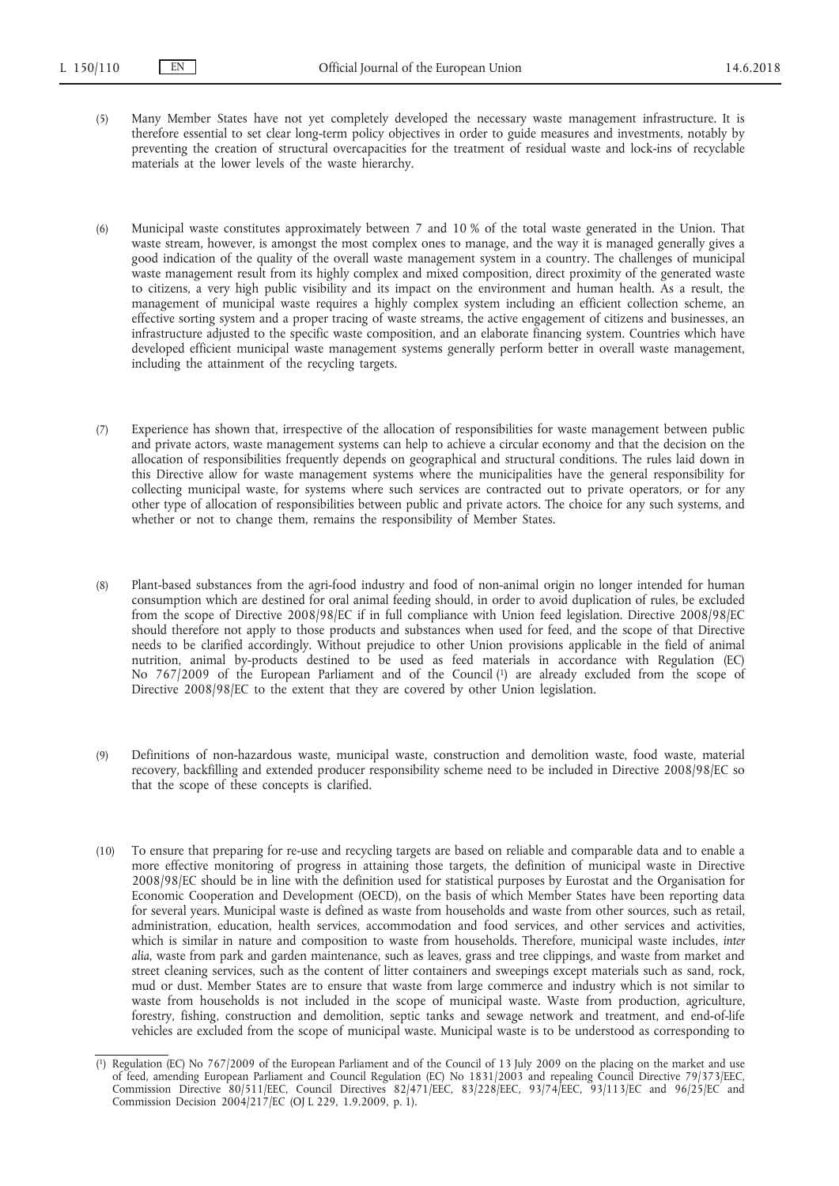(5) Many Member States have not yet completely developed the necessary waste management infrastructure. It is therefore essential to set clear long-term policy objectives in order to guide measures and investments, notably by preventing the creation of structural overcapacities for the treatment of residual waste and lock-ins of recyclable materials at the lower levels of the waste hierarchy.

(6) Municipal waste constitutes approximately between 7 and 10 % of the total waste generated in the Union. That waste stream, however, is amongst the most complex ones to manage, and the way it is managed generally gives a good indication of the quality of the overall waste management system in a country. The challenges of municipal waste management result from its highly complex and mixed composition, direct proximity of the generated waste to citizens, a very high public visibility and its impact on the environment and human health. As a result, the management of municipal waste requires a highly complex system including an efficient collection scheme, an effective sorting system and a proper tracing of waste streams, the active engagement of citizens and businesses, an infrastructure adjusted to the specific waste composition, and an elaborate financing system. Countries which have developed efficient municipal waste management systems generally perform better in overall waste management, including the attainment of the recycling targets.

(7) Experience has shown that, irrespective of the allocation of responsibilities for waste management between public and private actors, waste management systems can help to achieve a circular economy and that the decision on the allocation of responsibilities frequently depends on geographical and structural conditions. The rules laid down in this Directive allow for waste management systems where the municipalities have the general responsibility for collecting municipal waste, for systems where such services are contracted out to private operators, or for any other type of allocation of responsibilities between public and private actors. The choice for any such systems, and whether or not to change them, remains the responsibility of Member States.

(8) Plant-based substances from the agri-food industry and food of non-animal origin no longer intended for human consumption which are destined for oral animal feeding should, in order to avoid duplication of rules, be excluded from the scope of Directive 2008/98/EC if in full compliance with Union feed legislation. Directive 2008/98/EC should therefore not apply to those products and substances when used for feed, and the scope of that Directive needs to be clarified accordingly. Without prejudice to other Union provisions applicable in the field of animal nutrition, animal by-products destined to be used as feed materials in accordance with Regulation (EC) No 767/2009 of the European Parliament and of the Council [1] are already excluded from the scope of Directive 2008/98/EC to the extent that they are covered by other Union legislation.

(9) Definitions of non-hazardous waste, municipal waste, construction and demolition waste, food waste, material recovery, backfilling and extended producer responsibility scheme need to be included in Directive 2008/98/EC so that the scope of these concepts is clarified.

(10) To ensure that preparing for re-use and recycling targets are based on reliable and comparable data and to enable a more effective monitoring of progress in attaining those targets, the definition of municipal waste in Directive 2008/98/EC should be in line with the definition used for statistical purposes by Eurostat and the Organisation for Economic Cooperation and Development (OECD), on the basis of which Member States have been reporting data for several years. Municipal waste is defined as waste from households and waste from other sources, such as retail, administration, education, health services, accommodation and food services, and other services and activities, which is similar in nature and composition to waste from households. Therefore, municipal waste includes, *inter alia*, waste from park and garden maintenance, such as leaves, grass and tree clippings, and waste from market and street cleaning services, such as the content of litter containers and sweepings except materials such as sand, rock, mud or dust. Member States are to ensure that waste from large commerce and industry which is not similar to waste from households is not included in the scope of municipal waste. Waste from production, agriculture, forestry, fishing, construction and demolition, septic tanks and sewage network and treatment, and end-of-life vehicles are excluded from the scope of municipal waste. Municipal waste is to be understood as corresponding to

---

[1] Regulation (EC) No 767/2009 of the European Parliament and of the Council of 13 July 2009 on the placing on the market and use of feed, amending European Parliament and Council Regulation (EC) No 1831/2003 and repealing Council Directive 79/373/EEC, Commission Directive 80/511/EEC, Council Directives 82/471/EEC, 83/228/EEC, 93/74/EEC, 93/113/EC and 96/25/EC and Commission Decision 2004/217/EC (OJ L 229, 1.9.2009, p. 1).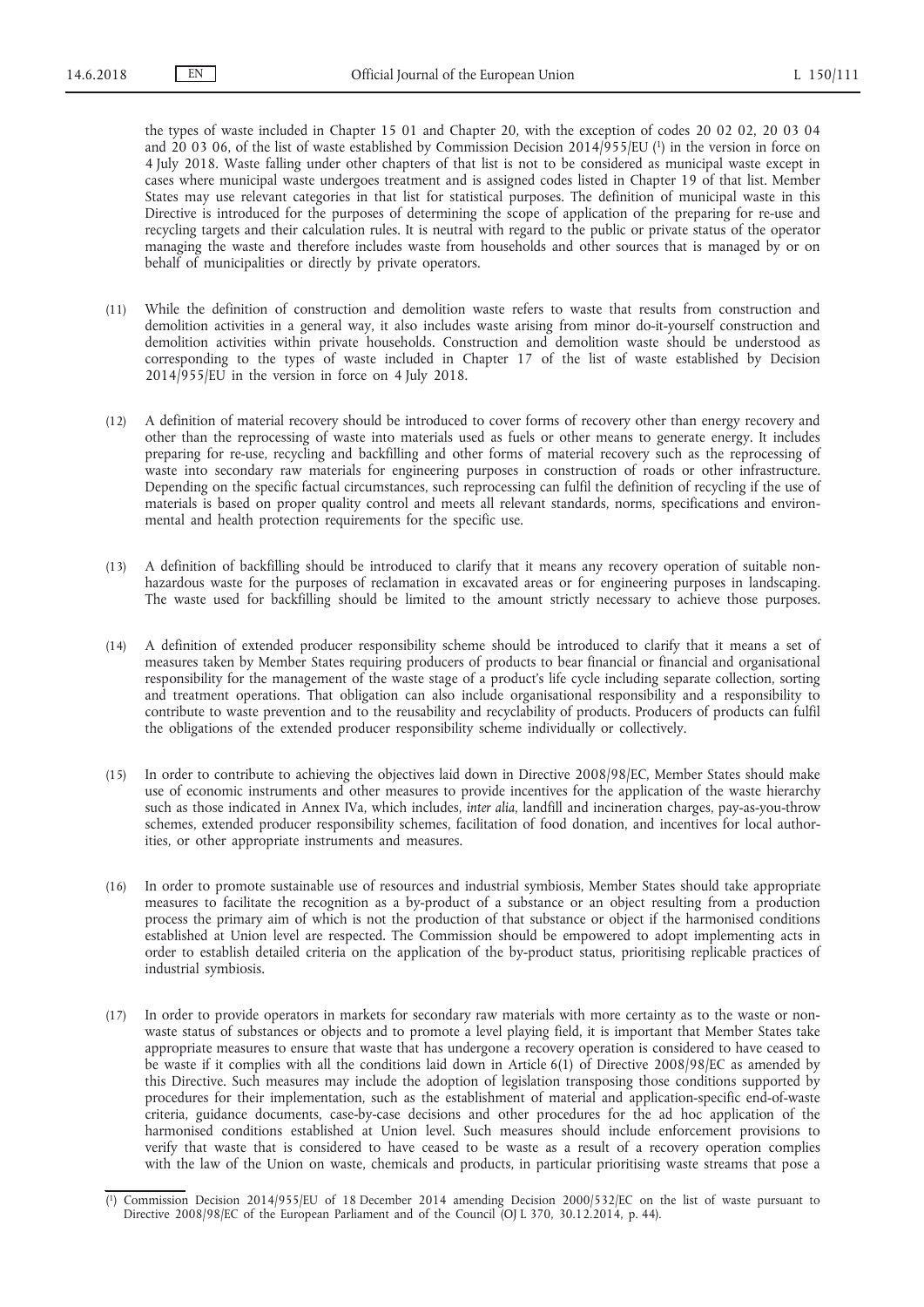the types of waste included in Chapter 15 01 and Chapter 20, with the exception of codes 20 02 02, 20 03 04 and 20 03 06, of the list of waste established by Commission Decision 2014/955/EU [1] in the version in force on 4 July 2018. Waste falling under other chapters of that list is not to be considered as municipal waste except in cases where municipal waste undergoes treatment and is assigned codes listed in Chapter 19 of that list. Member States may use relevant categories in that list for statistical purposes. The definition of municipal waste in this Directive is introduced for the purposes of determining the scope of application of the preparing for re-use and recycling targets and their calculation rules. It is neutral with regard to the public or private status of the operator managing the waste and therefore includes waste from households and other sources that is managed by or on behalf of municipalities or directly by private operators.

(11) While the definition of construction and demolition waste refers to waste that results from construction and demolition activities in a general way, it also includes waste arising from minor do-it-yourself construction and demolition activities within private households. Construction and demolition waste should be understood as corresponding to the types of waste included in Chapter 17 of the list of waste established by Decision 2014/955/EU in the version in force on 4 July 2018.

(12) A definition of material recovery should be introduced to cover forms of recovery other than energy recovery and other than the reprocessing of waste into materials used as fuels or other means to generate energy. It includes preparing for re-use, recycling and backfilling and other forms of material recovery such as the reprocessing of waste into secondary raw materials for engineering purposes in construction of roads or other infrastructure. Depending on the specific factual circumstances, such reprocessing can fulfil the definition of recycling if the use of materials is based on proper quality control and meets all relevant standards, norms, specifications and environmental and health protection requirements for the specific use.

(13) A definition of backfilling should be introduced to clarify that it means any recovery operation of suitable non-hazardous waste for the purposes of reclamation in excavated areas or for engineering purposes in landscaping. The waste used for backfilling should be limited to the amount strictly necessary to achieve those purposes.

(14) A definition of extended producer responsibility scheme should be introduced to clarify that it means a set of measures taken by Member States requiring producers of products to bear financial or financial and organisational responsibility for the management of the waste stage of a product's life cycle including separate collection, sorting and treatment operations. That obligation can also include organisational responsibility and a responsibility to contribute to waste prevention and to the reusability and recyclability of products. Producers of products can fulfil the obligations of the extended producer responsibility scheme individually or collectively.

(15) In order to contribute to achieving the objectives laid down in Directive 2008/98/EC, Member States should make use of economic instruments and other measures to provide incentives for the application of the waste hierarchy such as those indicated in Annex IVa, which includes, *inter alia*, landfill and incineration charges, pay-as-you-throw schemes, extended producer responsibility schemes, facilitation of food donation, and incentives for local authorities, or other appropriate instruments and measures.

(16) In order to promote sustainable use of resources and industrial symbiosis, Member States should take appropriate measures to facilitate the recognition as a by-product of a substance or an object resulting from a production process the primary aim of which is not the production of that substance or object if the harmonised conditions established at Union level are respected. The Commission should be empowered to adopt implementing acts in order to establish detailed criteria on the application of the by-product status, prioritising replicable practices of industrial symbiosis.

(17) In order to provide operators in markets for secondary raw materials with more certainty as to the waste or non-waste status of substances or objects and to promote a level playing field, it is important that Member States take appropriate measures to ensure that waste that has undergone a recovery operation is considered to have ceased to be waste if it complies with all the conditions laid down in Article 6(1) of Directive 2008/98/EC as amended by this Directive. Such measures may include the adoption of legislation transposing those conditions supported by procedures for their implementation, such as the establishment of material and application-specific end-of-waste criteria, guidance documents, case-by-case decisions and other procedures for the ad hoc application of the harmonised conditions established at Union level. Such measures should include enforcement provisions to verify that waste that is considered to have ceased to be waste as a result of a recovery operation complies with the law of the Union on waste, chemicals and products, in particular prioritising waste streams that pose a

[1] Commission Decision 2014/955/EU of 18 December 2014 amending Decision 2000/532/EC on the list of waste pursuant to Directive 2008/98/EC of the European Parliament and of the Council (OJ L 370, 30.12.2014, p. 44).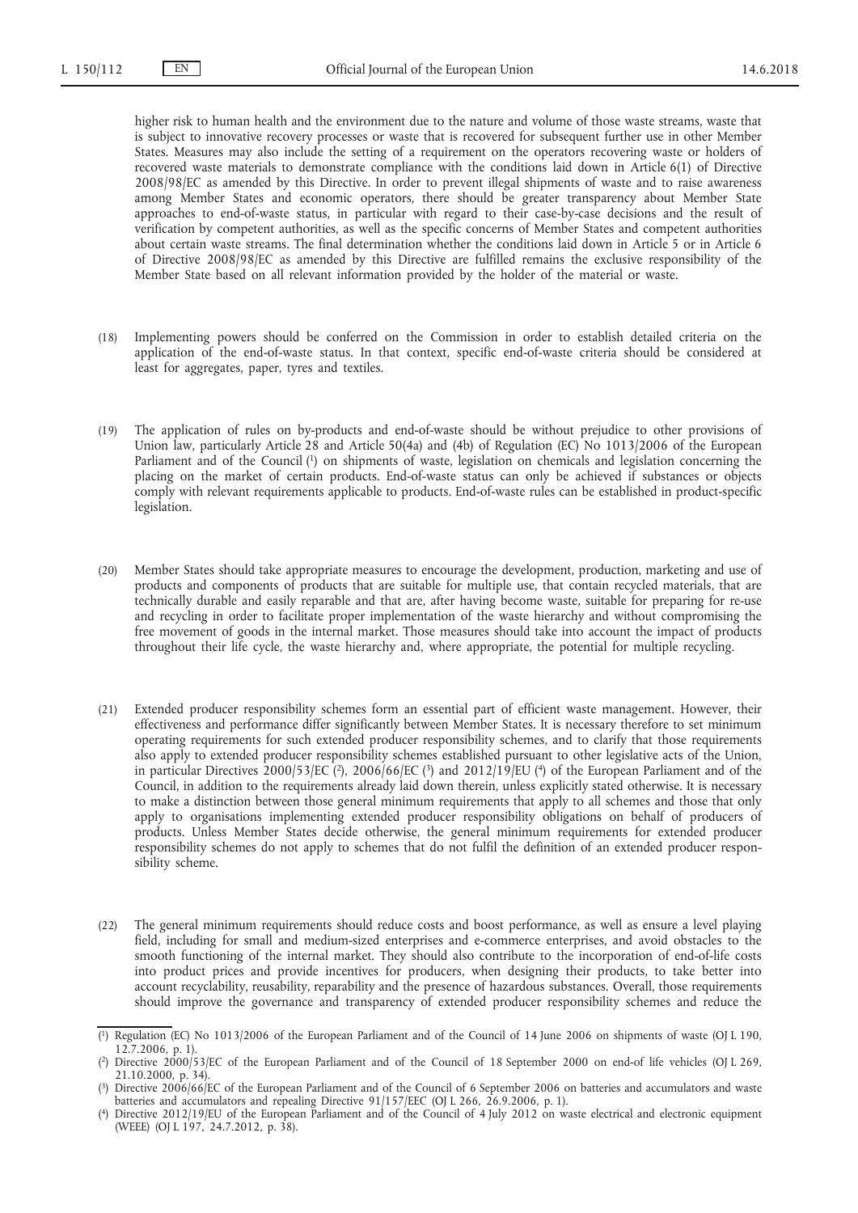higher risk to human health and the environment due to the nature and volume of those waste streams, waste that is subject to innovative recovery processes or waste that is recovered for subsequent further use in other Member States. Measures may also include the setting of a requirement on the operators recovering waste or holders of recovered waste materials to demonstrate compliance with the conditions laid down in Article 6(1) of Directive 2008/98/EC as amended by this Directive. In order to prevent illegal shipments of waste and to raise awareness among Member States and economic operators, there should be greater transparency about Member State approaches to end-of-waste status, in particular with regard to their case-by-case decisions and the result of verification by competent authorities, as well as the specific concerns of Member States and competent authorities about certain waste streams. The final determination whether the conditions laid down in Article 5 or in Article 6 of Directive 2008/98/EC as amended by this Directive are fulfilled remains the exclusive responsibility of the Member State based on all relevant information provided by the holder of the material or waste.

(18) Implementing powers should be conferred on the Commission in order to establish detailed criteria on the application of the end-of-waste status. In that context, specific end-of-waste criteria should be considered at least for aggregates, paper, tyres and textiles.

(19) The application of rules on by-products and end-of-waste should be without prejudice to other provisions of Union law, particularly Article 28 and Article 50(4a) and (4b) of Regulation (EC) No 1013/2006 of the European Parliament and of the Council [1] on shipments of waste, legislation on chemicals and legislation concerning the placing on the market of certain products. End-of-waste status can only be achieved if substances or objects comply with relevant requirements applicable to products. End-of-waste rules can be established in product-specific legislation.

(20) Member States should take appropriate measures to encourage the development, production, marketing and use of products and components of products that are suitable for multiple use, that contain recycled materials, that are technically durable and easily reparable and that are, after having become waste, suitable for preparing for re-use and recycling in order to facilitate proper implementation of the waste hierarchy and without compromising the free movement of goods in the internal market. Those measures should take into account the impact of products throughout their life cycle, the waste hierarchy and, where appropriate, the potential for multiple recycling.

(21) Extended producer responsibility schemes form an essential part of efficient waste management. However, their effectiveness and performance differ significantly between Member States. It is necessary therefore to set minimum operating requirements for such extended producer responsibility schemes, and to clarify that those requirements also apply to extended producer responsibility schemes established pursuant to other legislative acts of the Union, in particular Directives 2000/53/EC [2], 2006/66/EC [3] and 2012/19/EU [4] of the European Parliament and of the Council, in addition to the requirements already laid down therein, unless explicitly stated otherwise. It is necessary to make a distinction between those general minimum requirements that apply to all schemes and those that only apply to organisations implementing extended producer responsibility obligations on behalf of producers of products. Unless Member States decide otherwise, the general minimum requirements for extended producer responsibility schemes do not apply to schemes that do not fulfil the definition of an extended producer responsibility scheme.

(22) The general minimum requirements should reduce costs and boost performance, as well as ensure a level playing field, including for small and medium-sized enterprises and e-commerce enterprises, and avoid obstacles to the smooth functioning of the internal market. They should also contribute to the incorporation of end-of-life costs into product prices and provide incentives for producers, when designing their products, to take better into account recyclability, reusability, reparability and the presence of hazardous substances. Overall, those requirements should improve the governance and transparency of extended producer responsibility schemes and reduce the

---

[1] Regulation (EC) No 1013/2006 of the European Parliament and of the Council of 14 June 2006 on shipments of waste (OJ L 190, 12.7.2006, p. 1).

[2] Directive 2000/53/EC of the European Parliament and of the Council of 18 September 2000 on end-of life vehicles (OJ L 269, 21.10.2000, p. 34).

[3] Directive 2006/66/EC of the European Parliament and of the Council of 6 September 2006 on batteries and accumulators and waste batteries and accumulators and repealing Directive 91/157/EEC (OJ L 266, 26.9.2006, p. 1).

[4] Directive 2012/19/EU of the European Parliament and of the Council of 4 July 2012 on waste electrical and electronic equipment (WEEE) (OJ L 197, 24.7.2012, p. 38).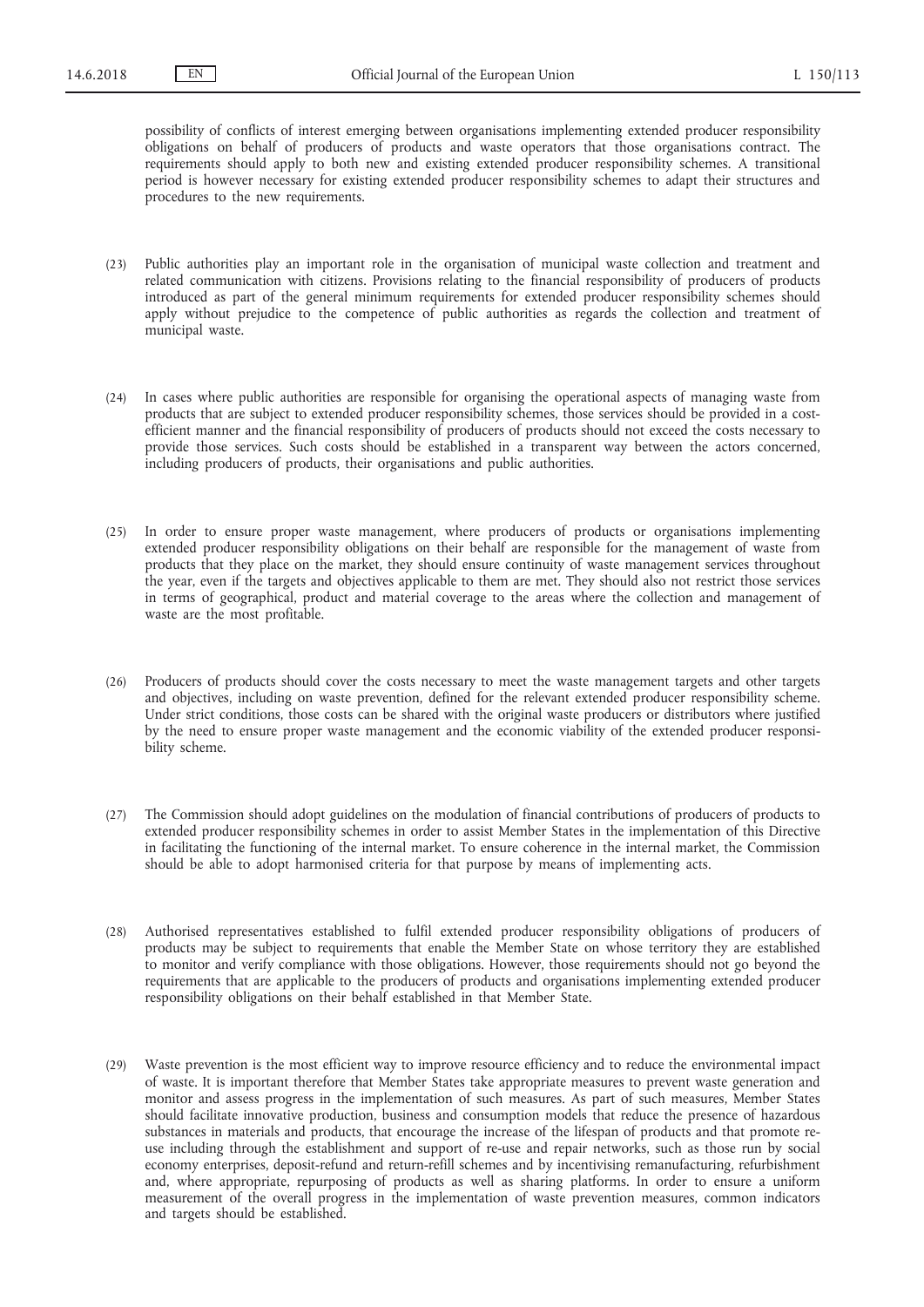possibility of conflicts of interest emerging between organisations implementing extended producer responsibility obligations on behalf of producers of products and waste operators that those organisations contract. The requirements should apply to both new and existing extended producer responsibility schemes. A transitional period is however necessary for existing extended producer responsibility schemes to adapt their structures and procedures to the new requirements.

(23) Public authorities play an important role in the organisation of municipal waste collection and treatment and related communication with citizens. Provisions relating to the financial responsibility of producers of products introduced as part of the general minimum requirements for extended producer responsibility schemes should apply without prejudice to the competence of public authorities as regards the collection and treatment of municipal waste.

(24) In cases where public authorities are responsible for organising the operational aspects of managing waste from products that are subject to extended producer responsibility schemes, those services should be provided in a cost-efficient manner and the financial responsibility of producers of products should not exceed the costs necessary to provide those services. Such costs should be established in a transparent way between the actors concerned, including producers of products, their organisations and public authorities.

(25) In order to ensure proper waste management, where producers of products or organisations implementing extended producer responsibility obligations on their behalf are responsible for the management of waste from products that they place on the market, they should ensure continuity of waste management services throughout the year, even if the targets and objectives applicable to them are met. They should also not restrict those services in terms of geographical, product and material coverage to the areas where the collection and management of waste are the most profitable.

(26) Producers of products should cover the costs necessary to meet the waste management targets and other targets and objectives, including on waste prevention, defined for the relevant extended producer responsibility scheme. Under strict conditions, those costs can be shared with the original waste producers or distributors where justified by the need to ensure proper waste management and the economic viability of the extended producer responsibility scheme.

(27) The Commission should adopt guidelines on the modulation of financial contributions of producers of products to extended producer responsibility schemes in order to assist Member States in the implementation of this Directive in facilitating the functioning of the internal market. To ensure coherence in the internal market, the Commission should be able to adopt harmonised criteria for that purpose by means of implementing acts.

(28) Authorised representatives established to fulfil extended producer responsibility obligations of producers of products may be subject to requirements that enable the Member State on whose territory they are established to monitor and verify compliance with those obligations. However, those requirements should not go beyond the requirements that are applicable to the producers of products and organisations implementing extended producer responsibility obligations on their behalf established in that Member State.

(29) Waste prevention is the most efficient way to improve resource efficiency and to reduce the environmental impact of waste. It is important therefore that Member States take appropriate measures to prevent waste generation and monitor and assess progress in the implementation of such measures. As part of such measures, Member States should facilitate innovative production, business and consumption models that reduce the presence of hazardous substances in materials and products, that encourage the increase of the lifespan of products and that promote re-use including through the establishment and support of re-use and repair networks, such as those run by social economy enterprises, deposit-refund and return-refill schemes and by incentivising remanufacturing, refurbishment and, where appropriate, repurposing of products as well as sharing platforms. In order to ensure a uniform measurement of the overall progress in the implementation of waste prevention measures, common indicators and targets should be established.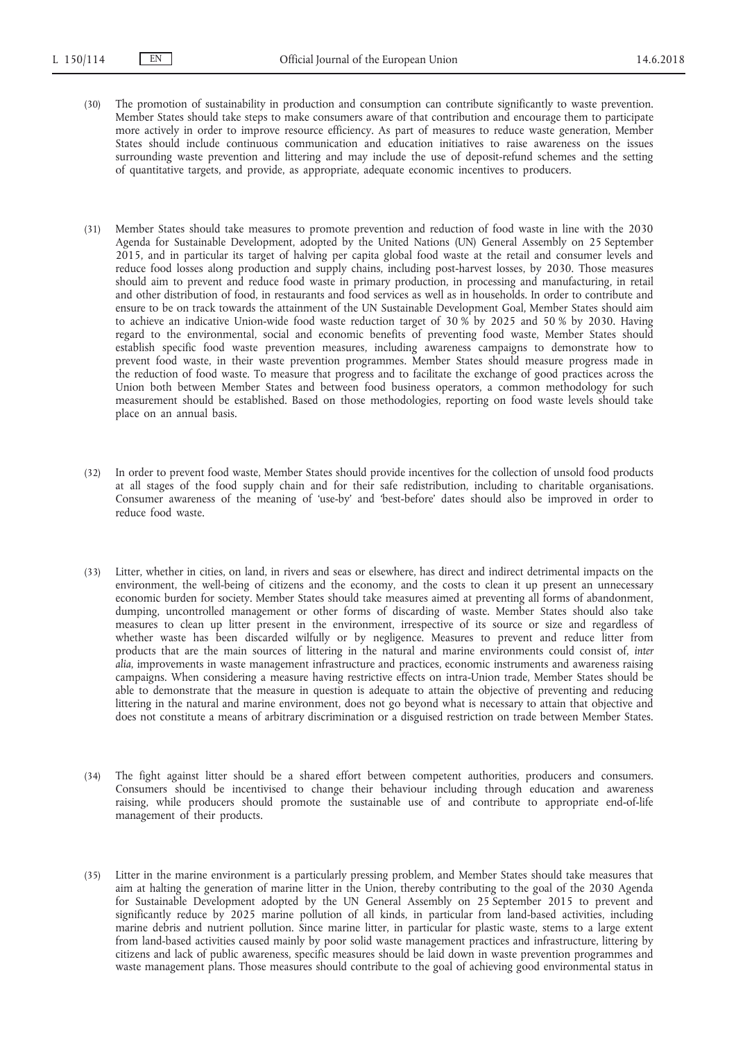(30) The promotion of sustainability in production and consumption can contribute significantly to waste prevention. Member States should take steps to make consumers aware of that contribution and encourage them to participate more actively in order to improve resource efficiency. As part of measures to reduce waste generation, Member States should include continuous communication and education initiatives to raise awareness on the issues surrounding waste prevention and littering and may include the use of deposit-refund schemes and the setting of quantitative targets, and provide, as appropriate, adequate economic incentives to producers.

(31) Member States should take measures to promote prevention and reduction of food waste in line with the 2030 Agenda for Sustainable Development, adopted by the United Nations (UN) General Assembly on 25 September 2015, and in particular its target of halving per capita global food waste at the retail and consumer levels and reduce food losses along production and supply chains, including post-harvest losses, by 2030. Those measures should aim to prevent and reduce food waste in primary production, in processing and manufacturing, in retail and other distribution of food, in restaurants and food services as well as in households. In order to contribute and ensure to be on track towards the attainment of the UN Sustainable Development Goal, Member States should aim to achieve an indicative Union-wide food waste reduction target of 30 % by 2025 and 50 % by 2030. Having regard to the environmental, social and economic benefits of preventing food waste, Member States should establish specific food waste prevention measures, including awareness campaigns to demonstrate how to prevent food waste, in their waste prevention programmes. Member States should measure progress made in the reduction of food waste. To measure that progress and to facilitate the exchange of good practices across the Union both between Member States and between food business operators, a common methodology for such measurement should be established. Based on those methodologies, reporting on food waste levels should take place on an annual basis.

(32) In order to prevent food waste, Member States should provide incentives for the collection of unsold food products at all stages of the food supply chain and for their safe redistribution, including to charitable organisations. Consumer awareness of the meaning of 'use-by' and 'best-before' dates should also be improved in order to reduce food waste.

(33) Litter, whether in cities, on land, in rivers and seas or elsewhere, has direct and indirect detrimental impacts on the environment, the well-being of citizens and the economy, and the costs to clean it up present an unnecessary economic burden for society. Member States should take measures aimed at preventing all forms of abandonment, dumping, uncontrolled management or other forms of discarding of waste. Member States should also take measures to clean up litter present in the environment, irrespective of its source or size and regardless of whether waste has been discarded wilfully or by negligence. Measures to prevent and reduce litter from products that are the main sources of littering in the natural and marine environments could consist of, *inter alia*, improvements in waste management infrastructure and practices, economic instruments and awareness raising campaigns. When considering a measure having restrictive effects on intra-Union trade, Member States should be able to demonstrate that the measure in question is adequate to attain the objective of preventing and reducing littering in the natural and marine environment, does not go beyond what is necessary to attain that objective and does not constitute a means of arbitrary discrimination or a disguised restriction on trade between Member States.

(34) The fight against litter should be a shared effort between competent authorities, producers and consumers. Consumers should be incentivised to change their behaviour including through education and awareness raising, while producers should promote the sustainable use of and contribute to appropriate end-of-life management of their products.

(35) Litter in the marine environment is a particularly pressing problem, and Member States should take measures that aim at halting the generation of marine litter in the Union, thereby contributing to the goal of the 2030 Agenda for Sustainable Development adopted by the UN General Assembly on 25 September 2015 to prevent and significantly reduce by 2025 marine pollution of all kinds, in particular from land-based activities, including marine debris and nutrient pollution. Since marine litter, in particular for plastic waste, stems to a large extent from land-based activities caused mainly by poor solid waste management practices and infrastructure, littering by citizens and lack of public awareness, specific measures should be laid down in waste prevention programmes and waste management plans. Those measures should contribute to the goal of achieving good environmental status in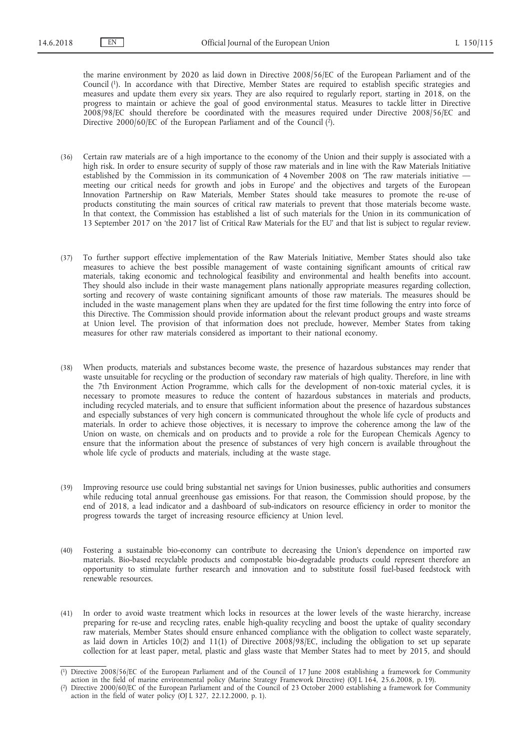the marine environment by 2020 as laid down in Directive 2008/56/EC of the European Parliament and of the Council [1]. In accordance with that Directive, Member States are required to establish specific strategies and measures and update them every six years. They are also required to regularly report, starting in 2018, on the progress to maintain or achieve the goal of good environmental status. Measures to tackle litter in Directive 2008/98/EC should therefore be coordinated with the measures required under Directive 2008/56/EC and Directive 2000/60/EC of the European Parliament and of the Council [2].

(36) Certain raw materials are of a high importance to the economy of the Union and their supply is associated with a high risk. In order to ensure security of supply of those raw materials and in line with the Raw Materials Initiative established by the Commission in its communication of 4 November 2008 on 'The raw materials initiative — meeting our critical needs for growth and jobs in Europe' and the objectives and targets of the European Innovation Partnership on Raw Materials, Member States should take measures to promote the re-use of products constituting the main sources of critical raw materials to prevent that those materials become waste. In that context, the Commission has established a list of such materials for the Union in its communication of 13 September 2017 on 'the 2017 list of Critical Raw Materials for the EU' and that list is subject to regular review.

(37) To further support effective implementation of the Raw Materials Initiative, Member States should also take measures to achieve the best possible management of waste containing significant amounts of critical raw materials, taking economic and technological feasibility and environmental and health benefits into account. They should also include in their waste management plans nationally appropriate measures regarding collection, sorting and recovery of waste containing significant amounts of those raw materials. The measures should be included in the waste management plans when they are updated for the first time following the entry into force of this Directive. The Commission should provide information about the relevant product groups and waste streams at Union level. The provision of that information does not preclude, however, Member States from taking measures for other raw materials considered as important to their national economy.

(38) When products, materials and substances become waste, the presence of hazardous substances may render that waste unsuitable for recycling or the production of secondary raw materials of high quality. Therefore, in line with the 7th Environment Action Programme, which calls for the development of non-toxic material cycles, it is necessary to promote measures to reduce the content of hazardous substances in materials and products, including recycled materials, and to ensure that sufficient information about the presence of hazardous substances and especially substances of very high concern is communicated throughout the whole life cycle of products and materials. In order to achieve those objectives, it is necessary to improve the coherence among the law of the Union on waste, on chemicals and on products and to provide a role for the European Chemicals Agency to ensure that the information about the presence of substances of very high concern is available throughout the whole life cycle of products and materials, including at the waste stage.

(39) Improving resource use could bring substantial net savings for Union businesses, public authorities and consumers while reducing total annual greenhouse gas emissions. For that reason, the Commission should propose, by the end of 2018, a lead indicator and a dashboard of sub-indicators on resource efficiency in order to monitor the progress towards the target of increasing resource efficiency at Union level.

(40) Fostering a sustainable bio-economy can contribute to decreasing the Union's dependence on imported raw materials. Bio-based recyclable products and compostable bio-degradable products could represent therefore an opportunity to stimulate further research and innovation and to substitute fossil fuel-based feedstock with renewable resources.

(41) In order to avoid waste treatment which locks in resources at the lower levels of the waste hierarchy, increase preparing for re-use and recycling rates, enable high-quality recycling and boost the uptake of quality secondary raw materials, Member States should ensure enhanced compliance with the obligation to collect waste separately, as laid down in Articles 10(2) and 11(1) of Directive 2008/98/EC, including the obligation to set up separate collection for at least paper, metal, plastic and glass waste that Member States had to meet by 2015, and should

---

[1] Directive 2008/56/EC of the European Parliament and of the Council of 17 June 2008 establishing a framework for Community action in the field of marine environmental policy (Marine Strategy Framework Directive) (OJ L 164, 25.6.2008, p. 19).

[2] Directive 2000/60/EC of the European Parliament and of the Council of 23 October 2000 establishing a framework for Community action in the field of water policy (OJ L 327, 22.12.2000, p. 1).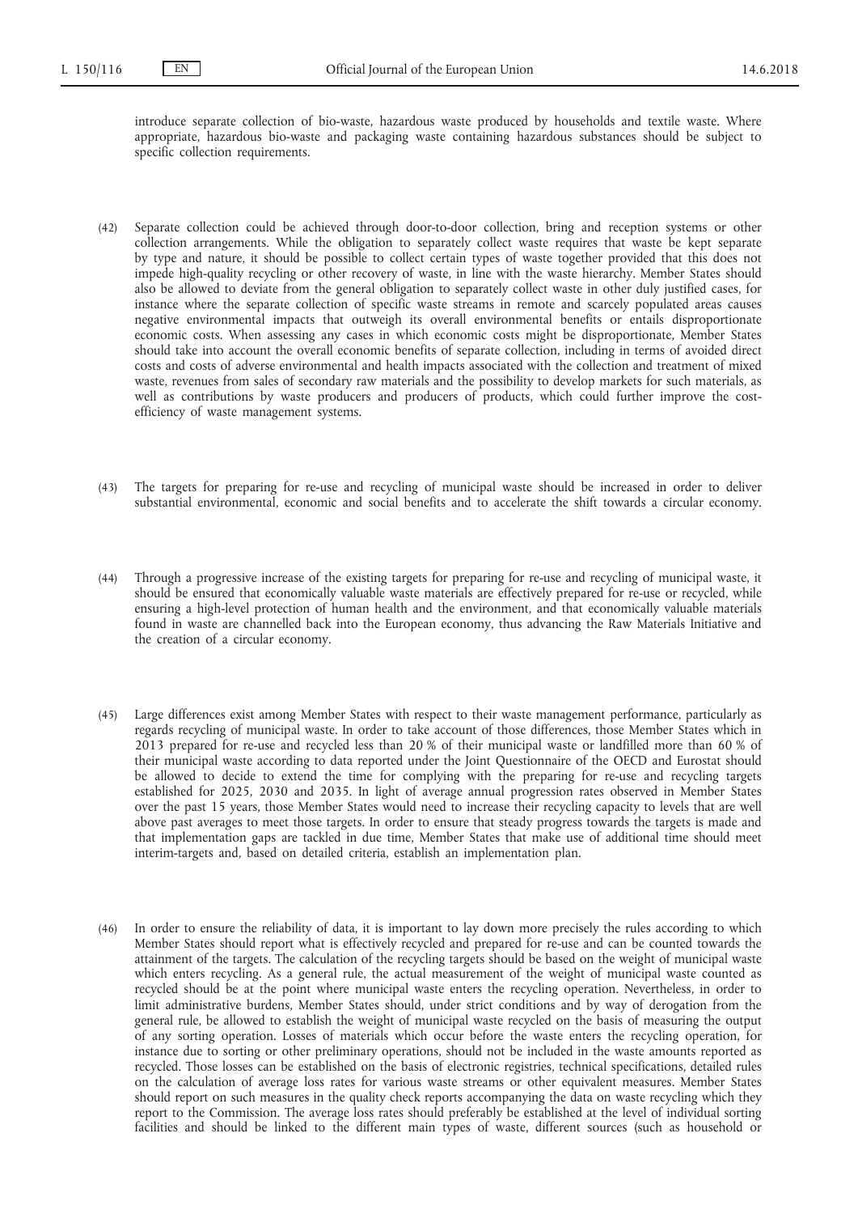introduce separate collection of bio-waste, hazardous waste produced by households and textile waste. Where appropriate, hazardous bio-waste and packaging waste containing hazardous substances should be subject to specific collection requirements.

(42) Separate collection could be achieved through door-to-door collection, bring and reception systems or other collection arrangements. While the obligation to separately collect waste requires that waste be kept separate by type and nature, it should be possible to collect certain types of waste together provided that this does not impede high-quality recycling or other recovery of waste, in line with the waste hierarchy. Member States should also be allowed to deviate from the general obligation to separately collect waste in other duly justified cases, for instance where the separate collection of specific waste streams in remote and scarcely populated areas causes negative environmental impacts that outweigh its overall environmental benefits or entails disproportionate economic costs. When assessing any cases in which economic costs might be disproportionate, Member States should take into account the overall economic benefits of separate collection, including in terms of avoided direct costs and costs of adverse environmental and health impacts associated with the collection and treatment of mixed waste, revenues from sales of secondary raw materials and the possibility to develop markets for such materials, as well as contributions by waste producers and producers of products, which could further improve the cost-efficiency of waste management systems.

(43) The targets for preparing for re-use and recycling of municipal waste should be increased in order to deliver substantial environmental, economic and social benefits and to accelerate the shift towards a circular economy.

(44) Through a progressive increase of the existing targets for preparing for re-use and recycling of municipal waste, it should be ensured that economically valuable waste materials are effectively prepared for re-use or recycled, while ensuring a high-level protection of human health and the environment, and that economically valuable materials found in waste are channelled back into the European economy, thus advancing the Raw Materials Initiative and the creation of a circular economy.

(45) Large differences exist among Member States with respect to their waste management performance, particularly as regards recycling of municipal waste. In order to take account of those differences, those Member States which in 2013 prepared for re-use and recycled less than 20 % of their municipal waste or landfilled more than 60 % of their municipal waste according to data reported under the Joint Questionnaire of the OECD and Eurostat should be allowed to decide to extend the time for complying with the preparing for re-use and recycling targets established for 2025, 2030 and 2035. In light of average annual progression rates observed in Member States over the past 15 years, those Member States would need to increase their recycling capacity to levels that are well above past averages to meet those targets. In order to ensure that steady progress towards the targets is made and that implementation gaps are tackled in due time, Member States that make use of additional time should meet interim-targets and, based on detailed criteria, establish an implementation plan.

(46) In order to ensure the reliability of data, it is important to lay down more precisely the rules according to which Member States should report what is effectively recycled and prepared for re-use and can be counted towards the attainment of the targets. The calculation of the recycling targets should be based on the weight of municipal waste which enters recycling. As a general rule, the actual measurement of the weight of municipal waste counted as recycled should be at the point where municipal waste enters the recycling operation. Nevertheless, in order to limit administrative burdens, Member States should, under strict conditions and by way of derogation from the general rule, be allowed to establish the weight of municipal waste recycled on the basis of measuring the output of any sorting operation. Losses of materials which occur before the waste enters the recycling operation, for instance due to sorting or other preliminary operations, should not be included in the waste amounts reported as recycled. Those losses can be established on the basis of electronic registries, technical specifications, detailed rules on the calculation of average loss rates for various waste streams or other equivalent measures. Member States should report on such measures in the quality check reports accompanying the data on waste recycling which they report to the Commission. The average loss rates should preferably be established at the level of individual sorting facilities and should be linked to the different main types of waste, different sources (such as household or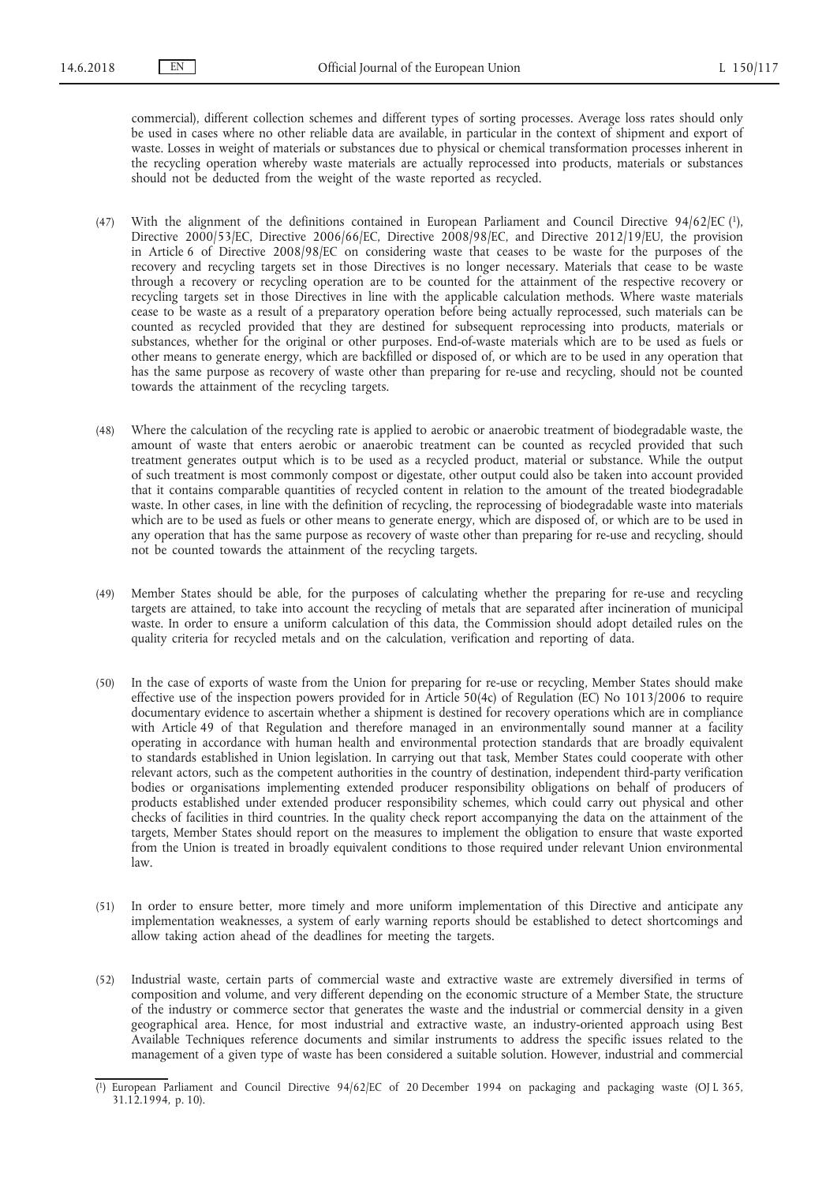commercial), different collection schemes and different types of sorting processes. Average loss rates should only be used in cases where no other reliable data are available, in particular in the context of shipment and export of waste. Losses in weight of materials or substances due to physical or chemical transformation processes inherent in the recycling operation whereby waste materials are actually reprocessed into products, materials or substances should not be deducted from the weight of the waste reported as recycled.

(47) With the alignment of the definitions contained in European Parliament and Council Directive 94/62/EC [1], Directive 2000/53/EC, Directive 2006/66/EC, Directive 2008/98/EC, and Directive 2012/19/EU, the provision in Article 6 of Directive 2008/98/EC on considering waste that ceases to be waste for the purposes of the recovery and recycling targets set in those Directives is no longer necessary. Materials that cease to be waste through a recovery or recycling operation are to be counted for the attainment of the respective recovery or recycling targets set in those Directives in line with the applicable calculation methods. Where waste materials cease to be waste as a result of a preparatory operation before being actually reprocessed, such materials can be counted as recycled provided that they are destined for subsequent reprocessing into products, materials or substances, whether for the original or other purposes. End-of-waste materials which are to be used as fuels or other means to generate energy, which are backfilled or disposed of, or which are to be used in any operation that has the same purpose as recovery of waste other than preparing for re-use and recycling, should not be counted towards the attainment of the recycling targets.

(48) Where the calculation of the recycling rate is applied to aerobic or anaerobic treatment of biodegradable waste, the amount of waste that enters aerobic or anaerobic treatment can be counted as recycled provided that such treatment generates output which is to be used as a recycled product, material or substance. While the output of such treatment is most commonly compost or digestate, other output could also be taken into account provided that it contains comparable quantities of recycled content in relation to the amount of the treated biodegradable waste. In other cases, in line with the definition of recycling, the reprocessing of biodegradable waste into materials which are to be used as fuels or other means to generate energy, which are disposed of, or which are to be used in any operation that has the same purpose as recovery of waste other than preparing for re-use and recycling, should not be counted towards the attainment of the recycling targets.

(49) Member States should be able, for the purposes of calculating whether the preparing for re-use and recycling targets are attained, to take into account the recycling of metals that are separated after incineration of municipal waste. In order to ensure a uniform calculation of this data, the Commission should adopt detailed rules on the quality criteria for recycled metals and on the calculation, verification and reporting of data.

(50) In the case of exports of waste from the Union for preparing for re-use or recycling, Member States should make effective use of the inspection powers provided for in Article 50(4c) of Regulation (EC) No 1013/2006 to require documentary evidence to ascertain whether a shipment is destined for recovery operations which are in compliance with Article 49 of that Regulation and therefore managed in an environmentally sound manner at a facility operating in accordance with human health and environmental protection standards that are broadly equivalent to standards established in Union legislation. In carrying out that task, Member States could cooperate with other relevant actors, such as the competent authorities in the country of destination, independent third-party verification bodies or organisations implementing extended producer responsibility obligations on behalf of producers of products established under extended producer responsibility schemes, which could carry out physical and other checks of facilities in third countries. In the quality check report accompanying the data on the attainment of the targets, Member States should report on the measures to implement the obligation to ensure that waste exported from the Union is treated in broadly equivalent conditions to those required under relevant Union environmental law.

(51) In order to ensure better, more timely and more uniform implementation of this Directive and anticipate any implementation weaknesses, a system of early warning reports should be established to detect shortcomings and allow taking action ahead of the deadlines for meeting the targets.

(52) Industrial waste, certain parts of commercial waste and extractive waste are extremely diversified in terms of composition and volume, and very different depending on the economic structure of a Member State, the structure of the industry or commerce sector that generates the waste and the industrial or commercial density in a given geographical area. Hence, for most industrial and extractive waste, an industry-oriented approach using Best Available Techniques reference documents and similar instruments to address the specific issues related to the management of a given type of waste has been considered a suitable solution. However, industrial and commercial

[1] European Parliament and Council Directive 94/62/EC of 20 December 1994 on packaging and packaging waste (OJ L 365, 31.12.1994, p. 10).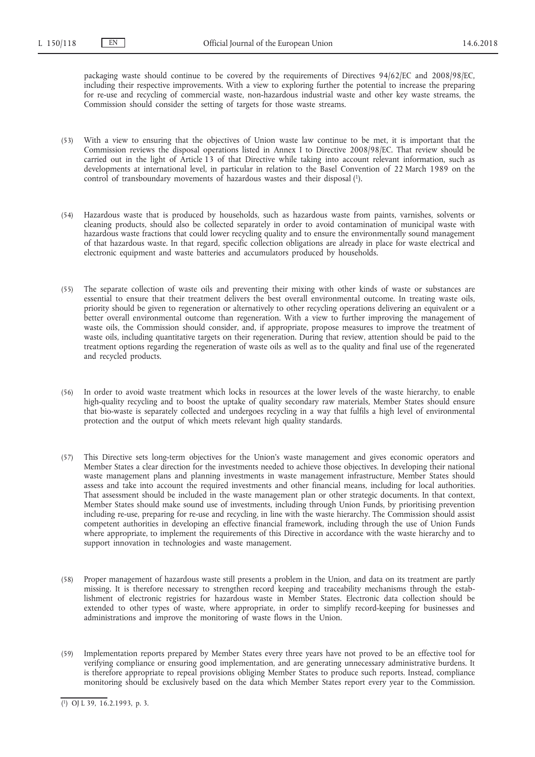packaging waste should continue to be covered by the requirements of Directives 94/62/EC and 2008/98/EC, including their respective improvements. With a view to exploring further the potential to increase the preparing for re-use and recycling of commercial waste, non-hazardous industrial waste and other key waste streams, the Commission should consider the setting of targets for those waste streams.

(53) With a view to ensuring that the objectives of Union waste law continue to be met, it is important that the Commission reviews the disposal operations listed in Annex I to Directive 2008/98/EC. That review should be carried out in the light of Article 13 of that Directive while taking into account relevant information, such as developments at international level, in particular in relation to the Basel Convention of 22 March 1989 on the control of transboundary movements of hazardous wastes and their disposal [1].

(54) Hazardous waste that is produced by households, such as hazardous waste from paints, varnishes, solvents or cleaning products, should also be collected separately in order to avoid contamination of municipal waste with hazardous waste fractions that could lower recycling quality and to ensure the environmentally sound management of that hazardous waste. In that regard, specific collection obligations are already in place for waste electrical and electronic equipment and waste batteries and accumulators produced by households.

(55) The separate collection of waste oils and preventing their mixing with other kinds of waste or substances are essential to ensure that their treatment delivers the best overall environmental outcome. In treating waste oils, priority should be given to regeneration or alternatively to other recycling operations delivering an equivalent or a better overall environmental outcome than regeneration. With a view to further improving the management of waste oils, the Commission should consider, and, if appropriate, propose measures to improve the treatment of waste oils, including quantitative targets on their regeneration. During that review, attention should be paid to the treatment options regarding the regeneration of waste oils as well as to the quality and final use of the regenerated and recycled products.

(56) In order to avoid waste treatment which locks in resources at the lower levels of the waste hierarchy, to enable high-quality recycling and to boost the uptake of quality secondary raw materials, Member States should ensure that bio-waste is separately collected and undergoes recycling in a way that fulfils a high level of environmental protection and the output of which meets relevant high quality standards.

(57) This Directive sets long-term objectives for the Union's waste management and gives economic operators and Member States a clear direction for the investments needed to achieve those objectives. In developing their national waste management plans and planning investments in waste management infrastructure, Member States should assess and take into account the required investments and other financial means, including for local authorities. That assessment should be included in the waste management plan or other strategic documents. In that context, Member States should make sound use of investments, including through Union Funds, by prioritising prevention including re-use, preparing for re-use and recycling, in line with the waste hierarchy. The Commission should assist competent authorities in developing an effective financial framework, including through the use of Union Funds where appropriate, to implement the requirements of this Directive in accordance with the waste hierarchy and to support innovation in technologies and waste management.

(58) Proper management of hazardous waste still presents a problem in the Union, and data on its treatment are partly missing. It is therefore necessary to strengthen record keeping and traceability mechanisms through the establishment of electronic registries for hazardous waste in Member States. Electronic data collection should be extended to other types of waste, where appropriate, in order to simplify record-keeping for businesses and administrations and improve the monitoring of waste flows in the Union.

(59) Implementation reports prepared by Member States every three years have not proved to be an effective tool for verifying compliance or ensuring good implementation, and are generating unnecessary administrative burdens. It is therefore appropriate to repeal provisions obliging Member States to produce such reports. Instead, compliance monitoring should be exclusively based on the data which Member States report every year to the Commission.

---

[1] OJ L 39, 16.2.1993, p. 3.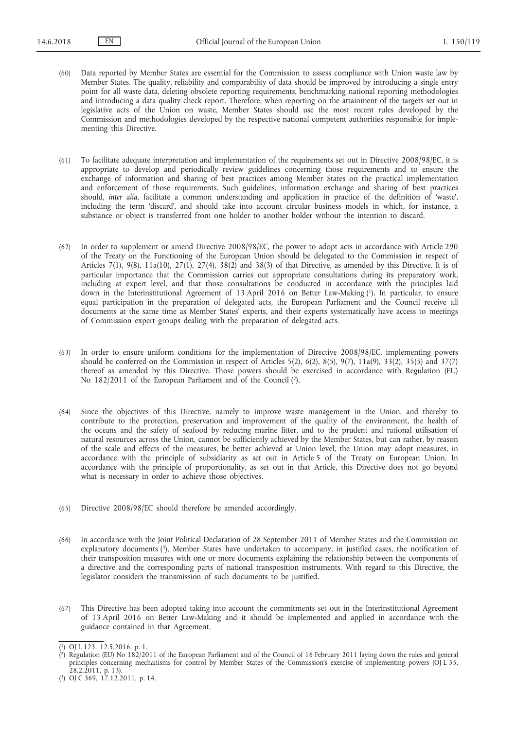(60) Data reported by Member States are essential for the Commission to assess compliance with Union waste law by Member States. The quality, reliability and comparability of data should be improved by introducing a single entry point for all waste data, deleting obsolete reporting requirements, benchmarking national reporting methodologies and introducing a data quality check report. Therefore, when reporting on the attainment of the targets set out in legislative acts of the Union on waste, Member States should use the most recent rules developed by the Commission and methodologies developed by the respective national competent authorities responsible for implementing this Directive.

(61) To facilitate adequate interpretation and implementation of the requirements set out in Directive 2008/98/EC, it is appropriate to develop and periodically review guidelines concerning those requirements and to ensure the exchange of information and sharing of best practices among Member States on the practical implementation and enforcement of those requirements. Such guidelines, information exchange and sharing of best practices should, *inter alia*, facilitate a common understanding and application in practice of the definition of 'waste', including the term 'discard', and should take into account circular business models in which, for instance, a substance or object is transferred from one holder to another holder without the intention to discard.

(62) In order to supplement or amend Directive 2008/98/EC, the power to adopt acts in accordance with Article 290 of the Treaty on the Functioning of the European Union should be delegated to the Commission in respect of Articles 7(1), 9(8), 11a(10), 27(1), 27(4), 38(2) and 38(3) of that Directive, as amended by this Directive. It is of particular importance that the Commission carries out appropriate consultations during its preparatory work, including at expert level, and that those consultations be conducted in accordance with the principles laid down in the Interinstitutional Agreement of 13 April 2016 on Better Law-Making [1]. In particular, to ensure equal participation in the preparation of delegated acts, the European Parliament and the Council receive all documents at the same time as Member States' experts, and their experts systematically have access to meetings of Commission expert groups dealing with the preparation of delegated acts.

(63) In order to ensure uniform conditions for the implementation of Directive 2008/98/EC, implementing powers should be conferred on the Commission in respect of Articles 5(2), 6(2), 8(5), 9(7), 11a(9), 33(2), 35(5) and 37(7) thereof as amended by this Directive. Those powers should be exercised in accordance with Regulation (EU) No 182/2011 of the European Parliament and of the Council [2].

(64) Since the objectives of this Directive, namely to improve waste management in the Union, and thereby to contribute to the protection, preservation and improvement of the quality of the environment, the health of the oceans and the safety of seafood by reducing marine litter, and to the prudent and rational utilisation of natural resources across the Union, cannot be sufficiently achieved by the Member States, but can rather, by reason of the scale and effects of the measures, be better achieved at Union level, the Union may adopt measures, in accordance with the principle of subsidiarity as set out in Article 5 of the Treaty on European Union. In accordance with the principle of proportionality, as set out in that Article, this Directive does not go beyond what is necessary in order to achieve those objectives.

(65) Directive 2008/98/EC should therefore be amended accordingly.

(66) In accordance with the Joint Political Declaration of 28 September 2011 of Member States and the Commission on explanatory documents [3], Member States have undertaken to accompany, in justified cases, the notification of their transposition measures with one or more documents explaining the relationship between the components of a directive and the corresponding parts of national transposition instruments. With regard to this Directive, the legislator considers the transmission of such documents to be justified.

(67) This Directive has been adopted taking into account the commitments set out in the Interinstitutional Agreement of 13 April 2016 on Better Law-Making and it should be implemented and applied in accordance with the guidance contained in that Agreement,

---

[1] OJ L 123, 12.5.2016, p. 1.

[2] Regulation (EU) No 182/2011 of the European Parliament and of the Council of 16 February 2011 laying down the rules and general principles concerning mechanisms for control by Member States of the Commission's exercise of implementing powers (OJ L 55, 28.2.2011, p. 13).

[3] OJ C 369, 17.12.2011, p. 14.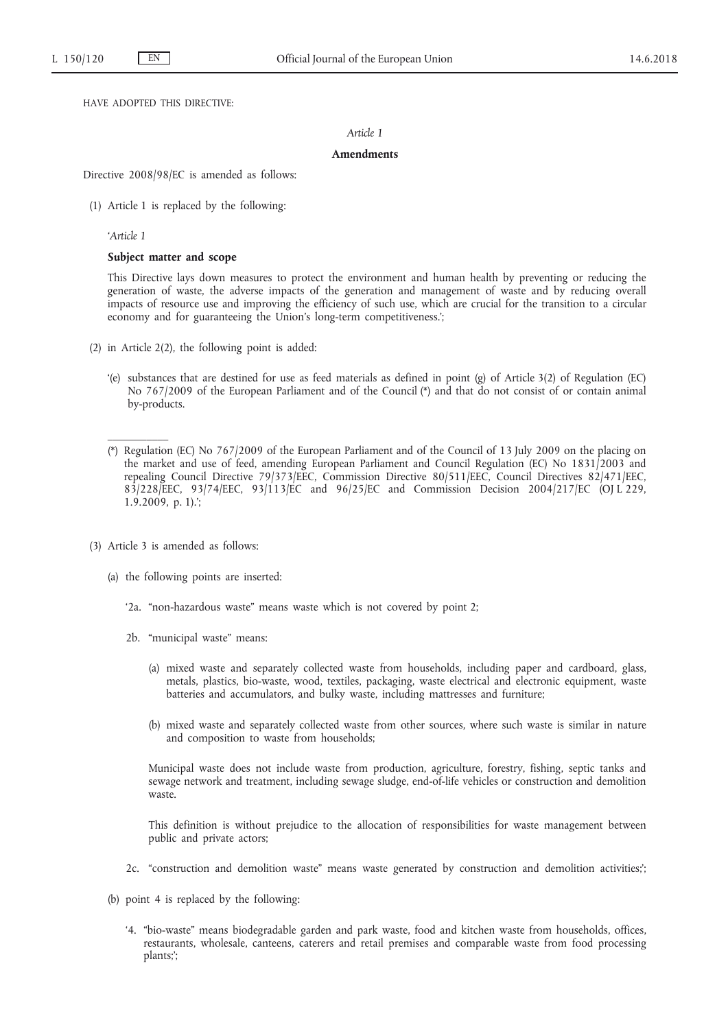HAVE ADOPTED THIS DIRECTIVE:

*Article 1*

**Amendments**

Directive 2008/98/EC is amended as follows:

(1) Article 1 is replaced by the following:

'*Article 1*

**Subject matter and scope**

This Directive lays down measures to protect the environment and human health by preventing or reducing the generation of waste, the adverse impacts of the generation and management of waste and by reducing overall impacts of resource use and improving the efficiency of such use, which are crucial for the transition to a circular economy and for guaranteeing the Union's long-term competitiveness.';

(2) in Article 2(2), the following point is added:

'(e) substances that are destined for use as feed materials as defined in point (g) of Article 3(2) of Regulation (EC) No 767/2009 of the European Parliament and of the Council (*) and that do not consist of or contain animal by-products.

(*) Regulation (EC) No 767/2009 of the European Parliament and of the Council of 13 July 2009 on the placing on the market and use of feed, amending European Parliament and Council Regulation (EC) No 1831/2003 and repealing Council Directive 79/373/EEC, Commission Directive 80/511/EEC, Council Directives 82/471/EEC, 83/228/EEC, 93/74/EEC, 93/113/EC and 96/25/EC and Commission Decision 2004/217/EC (OJ L 229, 1.9.2009, p. 1).';

(3) Article 3 is amended as follows:

(a) the following points are inserted:

'2a. "non-hazardous waste" means waste which is not covered by point 2;

2b. "municipal waste" means:

(a) mixed waste and separately collected waste from households, including paper and cardboard, glass, metals, plastics, bio-waste, wood, textiles, packaging, waste electrical and electronic equipment, waste batteries and accumulators, and bulky waste, including mattresses and furniture;

(b) mixed waste and separately collected waste from other sources, where such waste is similar in nature and composition to waste from households;

Municipal waste does not include waste from production, agriculture, forestry, fishing, septic tanks and sewage network and treatment, including sewage sludge, end-of-life vehicles or construction and demolition waste.

This definition is without prejudice to the allocation of responsibilities for waste management between public and private actors;

2c. "construction and demolition waste" means waste generated by construction and demolition activities;';

(b) point 4 is replaced by the following:

'4. "bio-waste" means biodegradable garden and park waste, food and kitchen waste from households, offices, restaurants, wholesale, canteens, caterers and retail premises and comparable waste from food processing plants;';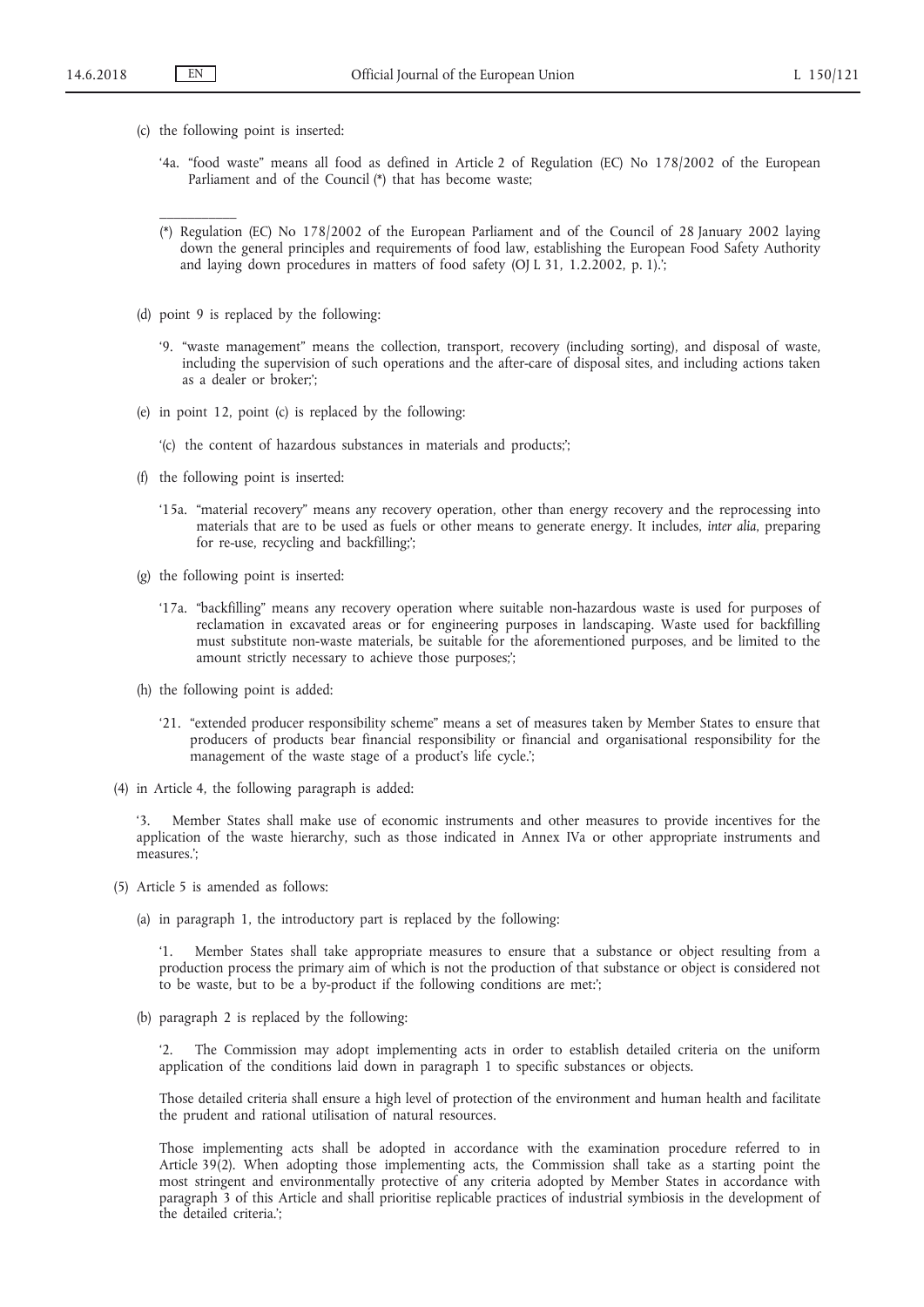(c) the following point is inserted:

'4a. "food waste" means all food as defined in Article 2 of Regulation (EC) No 178/2002 of the European Parliament and of the Council (*) that has become waste;

---

(*) Regulation (EC) No 178/2002 of the European Parliament and of the Council of 28 January 2002 laying down the general principles and requirements of food law, establishing the European Food Safety Authority and laying down procedures in matters of food safety (OJ L 31, 1.2.2002, p. 1).';

(d) point 9 is replaced by the following:

'9. "waste management" means the collection, transport, recovery (including sorting), and disposal of waste, including the supervision of such operations and the after-care of disposal sites, and including actions taken as a dealer or broker;';

(e) in point 12, point (c) is replaced by the following:

'(c) the content of hazardous substances in materials and products;';

(f) the following point is inserted:

'15a. "material recovery" means any recovery operation, other than energy recovery and the reprocessing into materials that are to be used as fuels or other means to generate energy. It includes, *inter alia*, preparing for re-use, recycling and backfilling;';

(g) the following point is inserted:

'17a. "backfilling" means any recovery operation where suitable non-hazardous waste is used for purposes of reclamation in excavated areas or for engineering purposes in landscaping. Waste used for backfilling must substitute non-waste materials, be suitable for the aforementioned purposes, and be limited to the amount strictly necessary to achieve those purposes;';

(h) the following point is added:

'21. "extended producer responsibility scheme" means a set of measures taken by Member States to ensure that producers of products bear financial responsibility or financial and organisational responsibility for the management of the waste stage of a product's life cycle.';

(4) in Article 4, the following paragraph is added:

'3. Member States shall make use of economic instruments and other measures to provide incentives for the application of the waste hierarchy, such as those indicated in Annex IVa or other appropriate instruments and measures.';

(5) Article 5 is amended as follows:

(a) in paragraph 1, the introductory part is replaced by the following:

'1. Member States shall take appropriate measures to ensure that a substance or object resulting from a production process the primary aim of which is not the production of that substance or object is considered not to be waste, but to be a by-product if the following conditions are met:';

(b) paragraph 2 is replaced by the following:

'2. The Commission may adopt implementing acts in order to establish detailed criteria on the uniform application of the conditions laid down in paragraph 1 to specific substances or objects.

Those detailed criteria shall ensure a high level of protection of the environment and human health and facilitate the prudent and rational utilisation of natural resources.

Those implementing acts shall be adopted in accordance with the examination procedure referred to in Article 39(2). When adopting those implementing acts, the Commission shall take as a starting point the most stringent and environmentally protective of any criteria adopted by Member States in accordance with paragraph 3 of this Article and shall prioritise replicable practices of industrial symbiosis in the development of the detailed criteria.';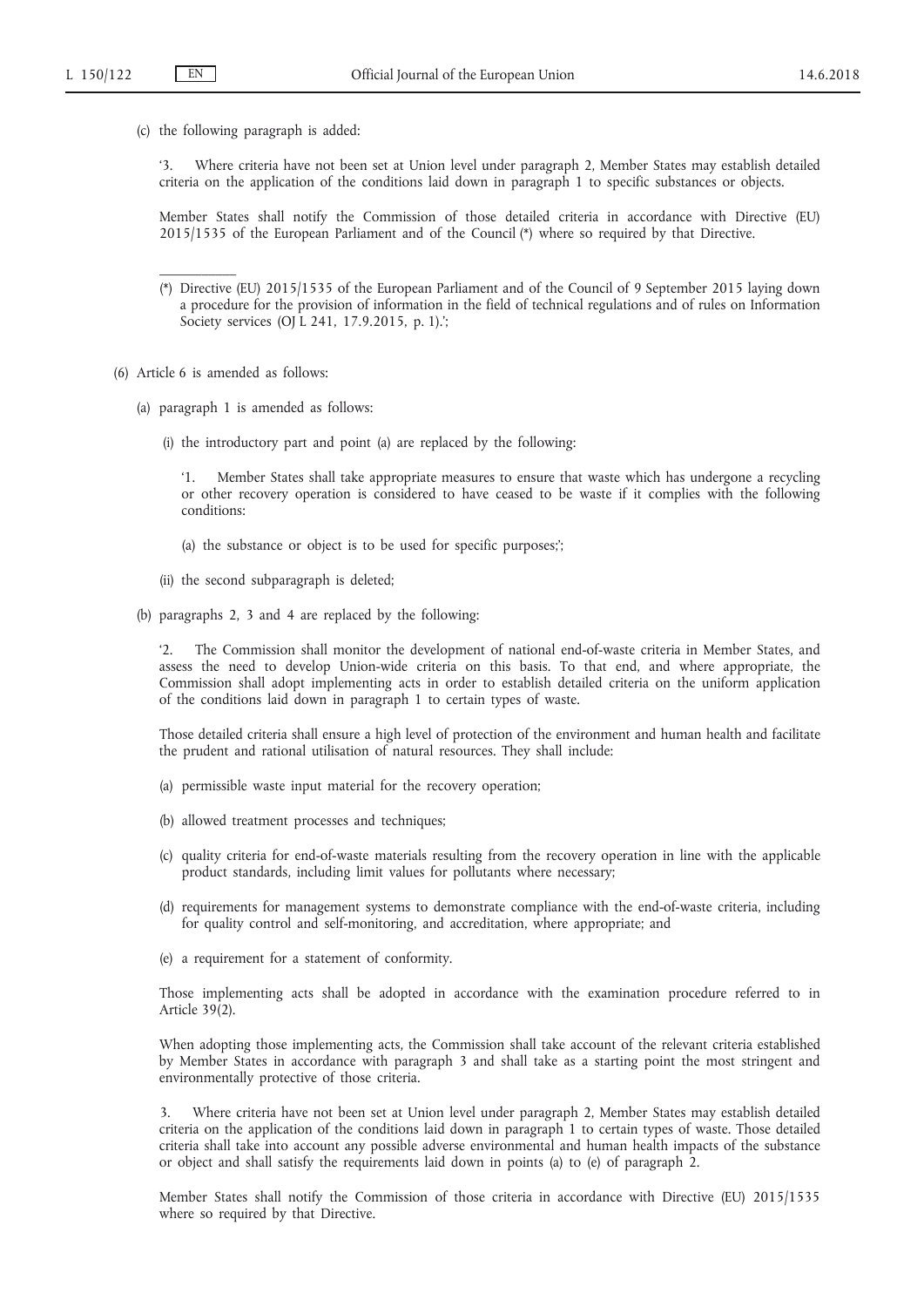(c) the following paragraph is added:

'3. Where criteria have not been set at Union level under paragraph 2, Member States may establish detailed criteria on the application of the conditions laid down in paragraph 1 to specific substances or objects.

Member States shall notify the Commission of those detailed criteria in accordance with Directive (EU) 2015/1535 of the European Parliament and of the Council (*) where so required by that Directive.

___________

(*) Directive (EU) 2015/1535 of the European Parliament and of the Council of 9 September 2015 laying down a procedure for the provision of information in the field of technical regulations and of rules on Information Society services (OJ L 241, 17.9.2015, p. 1).';

(6) Article 6 is amended as follows:

(a) paragraph 1 is amended as follows:

(i) the introductory part and point (a) are replaced by the following:

'1. Member States shall take appropriate measures to ensure that waste which has undergone a recycling or other recovery operation is considered to have ceased to be waste if it complies with the following conditions:

(a) the substance or object is to be used for specific purposes;';

(ii) the second subparagraph is deleted;

(b) paragraphs 2, 3 and 4 are replaced by the following:

'2. The Commission shall monitor the development of national end-of-waste criteria in Member States, and assess the need to develop Union-wide criteria on this basis. To that end, and where appropriate, the Commission shall adopt implementing acts in order to establish detailed criteria on the uniform application of the conditions laid down in paragraph 1 to certain types of waste.

Those detailed criteria shall ensure a high level of protection of the environment and human health and facilitate the prudent and rational utilisation of natural resources. They shall include:

(a) permissible waste input material for the recovery operation;

(b) allowed treatment processes and techniques;

(c) quality criteria for end-of-waste materials resulting from the recovery operation in line with the applicable product standards, including limit values for pollutants where necessary;

(d) requirements for management systems to demonstrate compliance with the end-of-waste criteria, including for quality control and self-monitoring, and accreditation, where appropriate; and

(e) a requirement for a statement of conformity.

Those implementing acts shall be adopted in accordance with the examination procedure referred to in Article 39(2).

When adopting those implementing acts, the Commission shall take account of the relevant criteria established by Member States in accordance with paragraph 3 and shall take as a starting point the most stringent and environmentally protective of those criteria.

3. Where criteria have not been set at Union level under paragraph 2, Member States may establish detailed criteria on the application of the conditions laid down in paragraph 1 to certain types of waste. Those detailed criteria shall take into account any possible adverse environmental and human health impacts of the substance or object and shall satisfy the requirements laid down in points (a) to (e) of paragraph 2.

Member States shall notify the Commission of those criteria in accordance with Directive (EU) 2015/1535 where so required by that Directive.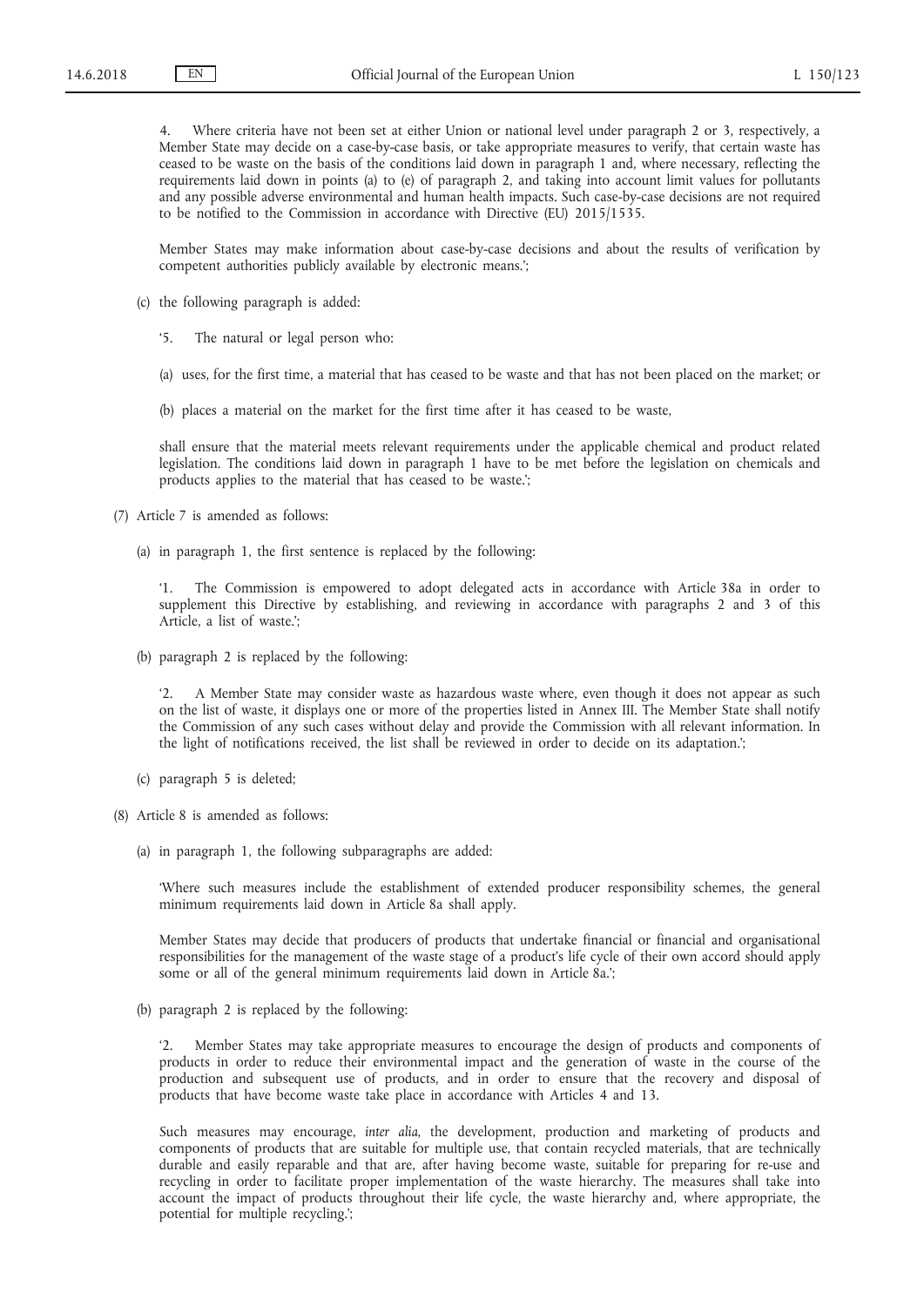4. Where criteria have not been set at either Union or national level under paragraph 2 or 3, respectively, a Member State may decide on a case-by-case basis, or take appropriate measures to verify, that certain waste has ceased to be waste on the basis of the conditions laid down in paragraph 1 and, where necessary, reflecting the requirements laid down in points (a) to (e) of paragraph 2, and taking into account limit values for pollutants and any possible adverse environmental and human health impacts. Such case-by-case decisions are not required to be notified to the Commission in accordance with Directive (EU) 2015/1535.

Member States may make information about case-by-case decisions and about the results of verification by competent authorities publicly available by electronic means.';

(c) the following paragraph is added:

'5. The natural or legal person who:

(a) uses, for the first time, a material that has ceased to be waste and that has not been placed on the market; or

(b) places a material on the market for the first time after it has ceased to be waste,

shall ensure that the material meets relevant requirements under the applicable chemical and product related legislation. The conditions laid down in paragraph 1 have to be met before the legislation on chemicals and products applies to the material that has ceased to be waste.';

(7) Article 7 is amended as follows:

(a) in paragraph 1, the first sentence is replaced by the following:

'1. The Commission is empowered to adopt delegated acts in accordance with Article 38a in order to supplement this Directive by establishing, and reviewing in accordance with paragraphs 2 and 3 of this Article, a list of waste.';

(b) paragraph 2 is replaced by the following:

'2. A Member State may consider waste as hazardous waste where, even though it does not appear as such on the list of waste, it displays one or more of the properties listed in Annex III. The Member State shall notify the Commission of any such cases without delay and provide the Commission with all relevant information. In the light of notifications received, the list shall be reviewed in order to decide on its adaptation.';

(c) paragraph 5 is deleted;

(8) Article 8 is amended as follows:

(a) in paragraph 1, the following subparagraphs are added:

'Where such measures include the establishment of extended producer responsibility schemes, the general minimum requirements laid down in Article 8a shall apply.

Member States may decide that producers of products that undertake financial or financial and organisational responsibilities for the management of the waste stage of a product's life cycle of their own accord should apply some or all of the general minimum requirements laid down in Article 8a.';

(b) paragraph 2 is replaced by the following:

'2. Member States may take appropriate measures to encourage the design of products and components of products in order to reduce their environmental impact and the generation of waste in the course of the production and subsequent use of products, and in order to ensure that the recovery and disposal of products that have become waste take place in accordance with Articles 4 and 13.

Such measures may encourage, *inter alia*, the development, production and marketing of products and components of products that are suitable for multiple use, that contain recycled materials, that are technically durable and easily reparable and that are, after having become waste, suitable for preparing for re-use and recycling in order to facilitate proper implementation of the waste hierarchy. The measures shall take into account the impact of products throughout their life cycle, the waste hierarchy and, where appropriate, the potential for multiple recycling.';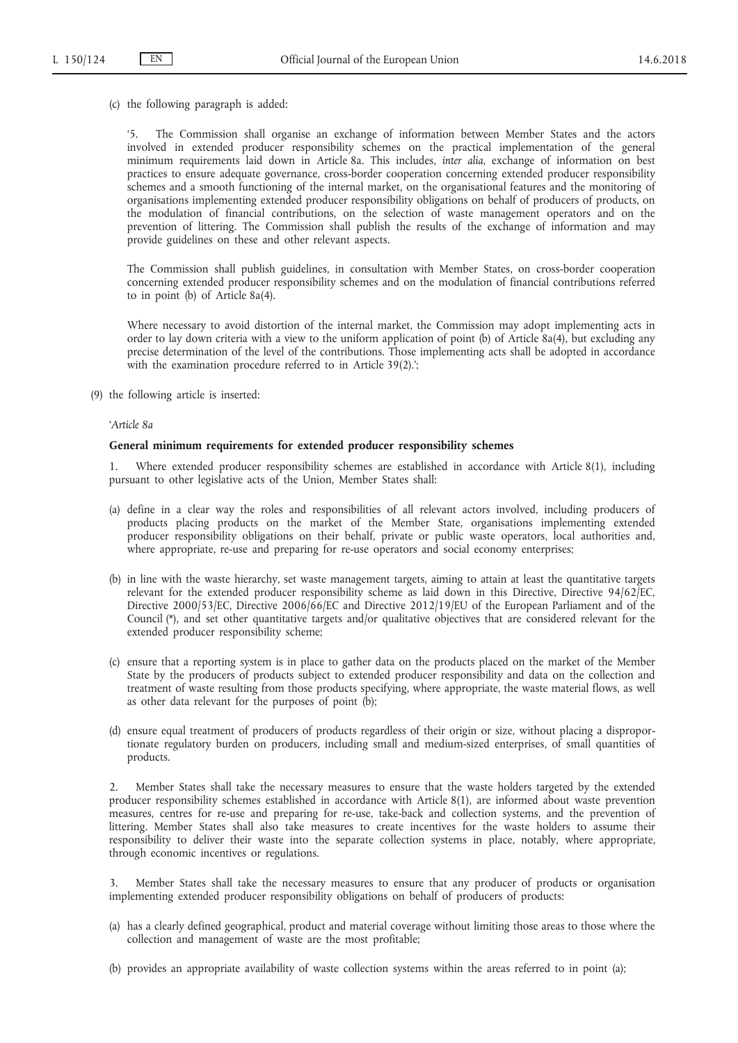(c) the following paragraph is added:

'5. The Commission shall organise an exchange of information between Member States and the actors involved in extended producer responsibility schemes on the practical implementation of the general minimum requirements laid down in Article 8a. This includes, *inter alia*, exchange of information on best practices to ensure adequate governance, cross-border cooperation concerning extended producer responsibility schemes and a smooth functioning of the internal market, on the organisational features and the monitoring of organisations implementing extended producer responsibility obligations on behalf of producers of products, on the modulation of financial contributions, on the selection of waste management operators and on the prevention of littering. The Commission shall publish the results of the exchange of information and may provide guidelines on these and other relevant aspects.

The Commission shall publish guidelines, in consultation with Member States, on cross-border cooperation concerning extended producer responsibility schemes and on the modulation of financial contributions referred to in point (b) of Article 8a(4).

Where necessary to avoid distortion of the internal market, the Commission may adopt implementing acts in order to lay down criteria with a view to the uniform application of point (b) of Article 8a(4), but excluding any precise determination of the level of the contributions. Those implementing acts shall be adopted in accordance with the examination procedure referred to in Article 39(2).';

(9) the following article is inserted:

'*Article 8a*

**General minimum requirements for extended producer responsibility schemes**

1. Where extended producer responsibility schemes are established in accordance with Article 8(1), including pursuant to other legislative acts of the Union, Member States shall:

(a) define in a clear way the roles and responsibilities of all relevant actors involved, including producers of products placing products on the market of the Member State, organisations implementing extended producer responsibility obligations on their behalf, private or public waste operators, local authorities and, where appropriate, re-use and preparing for re-use operators and social economy enterprises;

(b) in line with the waste hierarchy, set waste management targets, aiming to attain at least the quantitative targets relevant for the extended producer responsibility scheme as laid down in this Directive, Directive 94/62/EC, Directive 2000/53/EC, Directive 2006/66/EC and Directive 2012/19/EU of the European Parliament and of the Council (*), and set other quantitative targets and/or qualitative objectives that are considered relevant for the extended producer responsibility scheme;

(c) ensure that a reporting system is in place to gather data on the products placed on the market of the Member State by the producers of products subject to extended producer responsibility and data on the collection and treatment of waste resulting from those products specifying, where appropriate, the waste material flows, as well as other data relevant for the purposes of point (b);

(d) ensure equal treatment of producers of products regardless of their origin or size, without placing a disproportionate regulatory burden on producers, including small and medium-sized enterprises, of small quantities of products.

2. Member States shall take the necessary measures to ensure that the waste holders targeted by the extended producer responsibility schemes established in accordance with Article 8(1), are informed about waste prevention measures, centres for re-use and preparing for re-use, take-back and collection systems, and the prevention of littering. Member States shall also take measures to create incentives for the waste holders to assume their responsibility to deliver their waste into the separate collection systems in place, notably, where appropriate, through economic incentives or regulations.

3. Member States shall take the necessary measures to ensure that any producer of products or organisation implementing extended producer responsibility obligations on behalf of producers of products:

(a) has a clearly defined geographical, product and material coverage without limiting those areas to those where the collection and management of waste are the most profitable;

(b) provides an appropriate availability of waste collection systems within the areas referred to in point (a);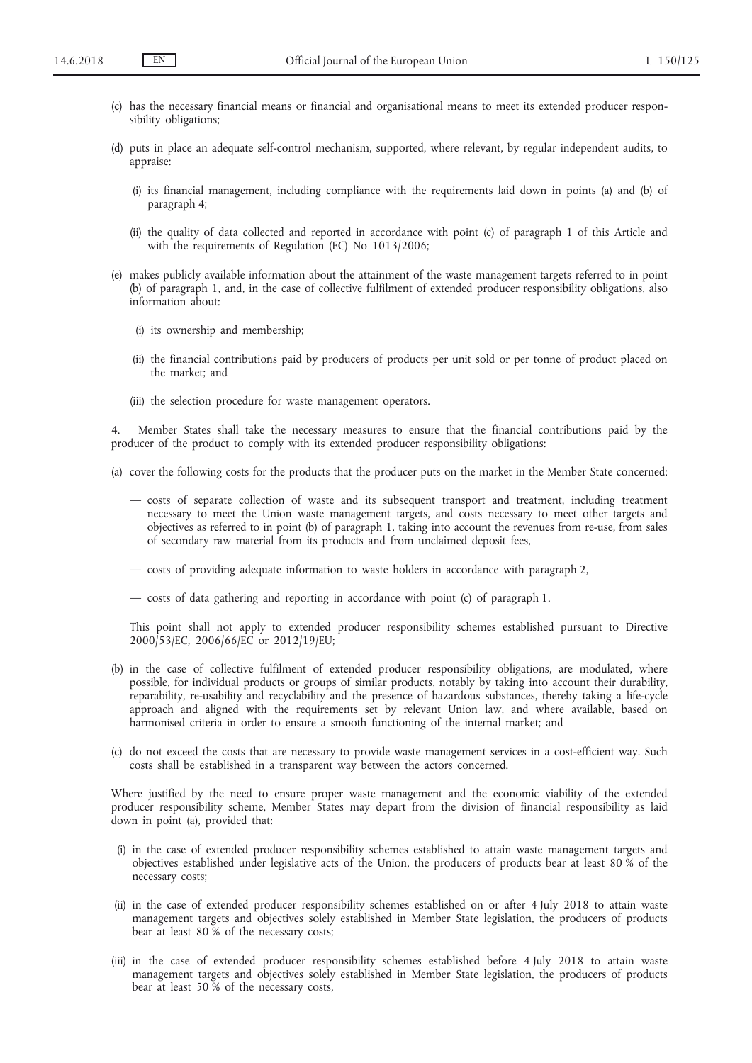(c) has the necessary financial means or financial and organisational means to meet its extended producer responsibility obligations;

(d) puts in place an adequate self-control mechanism, supported, where relevant, by regular independent audits, to appraise:

   (i) its financial management, including compliance with the requirements laid down in points (a) and (b) of paragraph 4;

   (ii) the quality of data collected and reported in accordance with point (c) of paragraph 1 of this Article and with the requirements of Regulation (EC) No 1013/2006;

(e) makes publicly available information about the attainment of the waste management targets referred to in point (b) of paragraph 1, and, in the case of collective fulfilment of extended producer responsibility obligations, also information about:

   (i) its ownership and membership;

   (ii) the financial contributions paid by producers of products per unit sold or per tonne of product placed on the market; and

   (iii) the selection procedure for waste management operators.

4. Member States shall take the necessary measures to ensure that the financial contributions paid by the producer of the product to comply with its extended producer responsibility obligations:

(a) cover the following costs for the products that the producer puts on the market in the Member State concerned:

   — costs of separate collection of waste and its subsequent transport and treatment, including treatment necessary to meet the Union waste management targets, and costs necessary to meet other targets and objectives as referred to in point (b) of paragraph 1, taking into account the revenues from re-use, from sales of secondary raw material from its products and from unclaimed deposit fees,

   — costs of providing adequate information to waste holders in accordance with paragraph 2,

   — costs of data gathering and reporting in accordance with point (c) of paragraph 1.

   This point shall not apply to extended producer responsibility schemes established pursuant to Directive 2000/53/EC, 2006/66/EC or 2012/19/EU;

(b) in the case of collective fulfilment of extended producer responsibility obligations, are modulated, where possible, for individual products or groups of similar products, notably by taking into account their durability, reparability, re-usability and recyclability and the presence of hazardous substances, thereby taking a life-cycle approach and aligned with the requirements set by relevant Union law, and where available, based on harmonised criteria in order to ensure a smooth functioning of the internal market; and

(c) do not exceed the costs that are necessary to provide waste management services in a cost-efficient way. Such costs shall be established in a transparent way between the actors concerned.

Where justified by the need to ensure proper waste management and the economic viability of the extended producer responsibility scheme, Member States may depart from the division of financial responsibility as laid down in point (a), provided that:

(i) in the case of extended producer responsibility schemes established to attain waste management targets and objectives established under legislative acts of the Union, the producers of products bear at least 80 % of the necessary costs;

(ii) in the case of extended producer responsibility schemes established on or after 4 July 2018 to attain waste management targets and objectives solely established in Member State legislation, the producers of products bear at least 80 % of the necessary costs;

(iii) in the case of extended producer responsibility schemes established before 4 July 2018 to attain waste management targets and objectives solely established in Member State legislation, the producers of products bear at least 50 % of the necessary costs,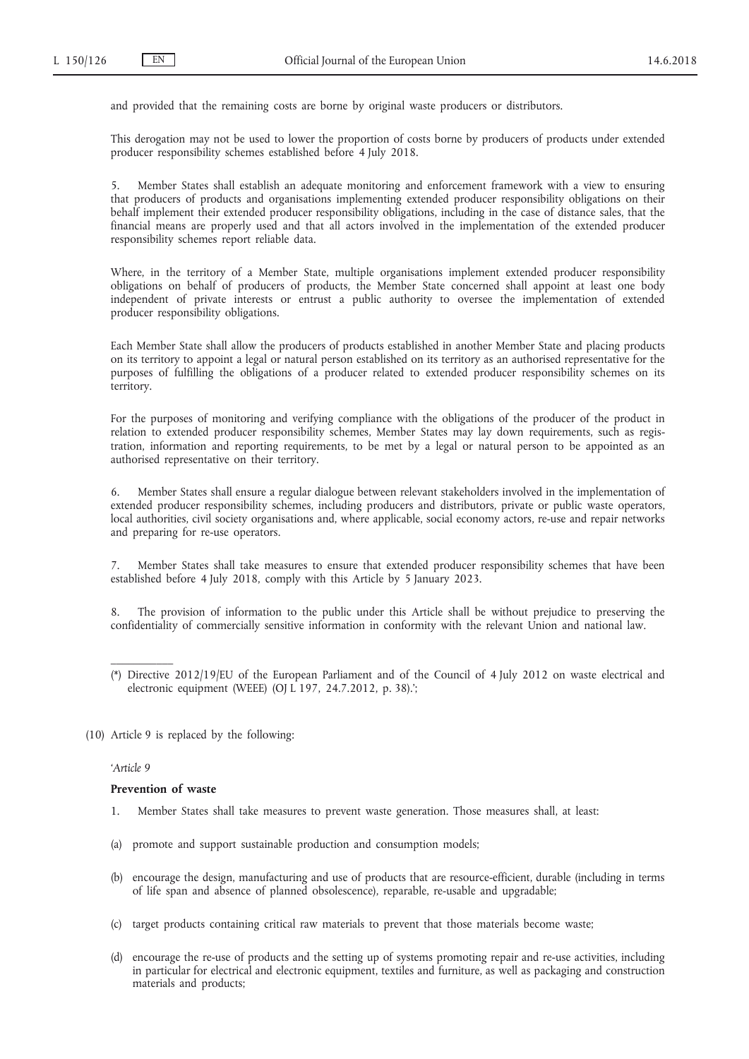and provided that the remaining costs are borne by original waste producers or distributors.

This derogation may not be used to lower the proportion of costs borne by producers of products under extended producer responsibility schemes established before 4 July 2018.

5. Member States shall establish an adequate monitoring and enforcement framework with a view to ensuring that producers of products and organisations implementing extended producer responsibility obligations on their behalf implement their extended producer responsibility obligations, including in the case of distance sales, that the financial means are properly used and that all actors involved in the implementation of the extended producer responsibility schemes report reliable data.

Where, in the territory of a Member State, multiple organisations implement extended producer responsibility obligations on behalf of producers of products, the Member State concerned shall appoint at least one body independent of private interests or entrust a public authority to oversee the implementation of extended producer responsibility obligations.

Each Member State shall allow the producers of products established in another Member State and placing products on its territory to appoint a legal or natural person established on its territory as an authorised representative for the purposes of fulfilling the obligations of a producer related to extended producer responsibility schemes on its territory.

For the purposes of monitoring and verifying compliance with the obligations of the producer of the product in relation to extended producer responsibility schemes, Member States may lay down requirements, such as registration, information and reporting requirements, to be met by a legal or natural person to be appointed as an authorised representative on their territory.

6. Member States shall ensure a regular dialogue between relevant stakeholders involved in the implementation of extended producer responsibility schemes, including producers and distributors, private or public waste operators, local authorities, civil society organisations and, where applicable, social economy actors, re-use and repair networks and preparing for re-use operators.

7. Member States shall take measures to ensure that extended producer responsibility schemes that have been established before 4 July 2018, comply with this Article by 5 January 2023.

8. The provision of information to the public under this Article shall be without prejudice to preserving the confidentiality of commercially sensitive information in conformity with the relevant Union and national law.

(*) Directive 2012/19/EU of the European Parliament and of the Council of 4 July 2012 on waste electrical and electronic equipment (WEEE) (OJ L 197, 24.7.2012, p. 38).';

(10) Article 9 is replaced by the following:

'*Article 9*

**Prevention of waste**

1. Member States shall take measures to prevent waste generation. Those measures shall, at least:

(a) promote and support sustainable production and consumption models;

(b) encourage the design, manufacturing and use of products that are resource-efficient, durable (including in terms of life span and absence of planned obsolescence), reparable, re-usable and upgradable;

(c) target products containing critical raw materials to prevent that those materials become waste;

(d) encourage the re-use of products and the setting up of systems promoting repair and re-use activities, including in particular for electrical and electronic equipment, textiles and furniture, as well as packaging and construction materials and products;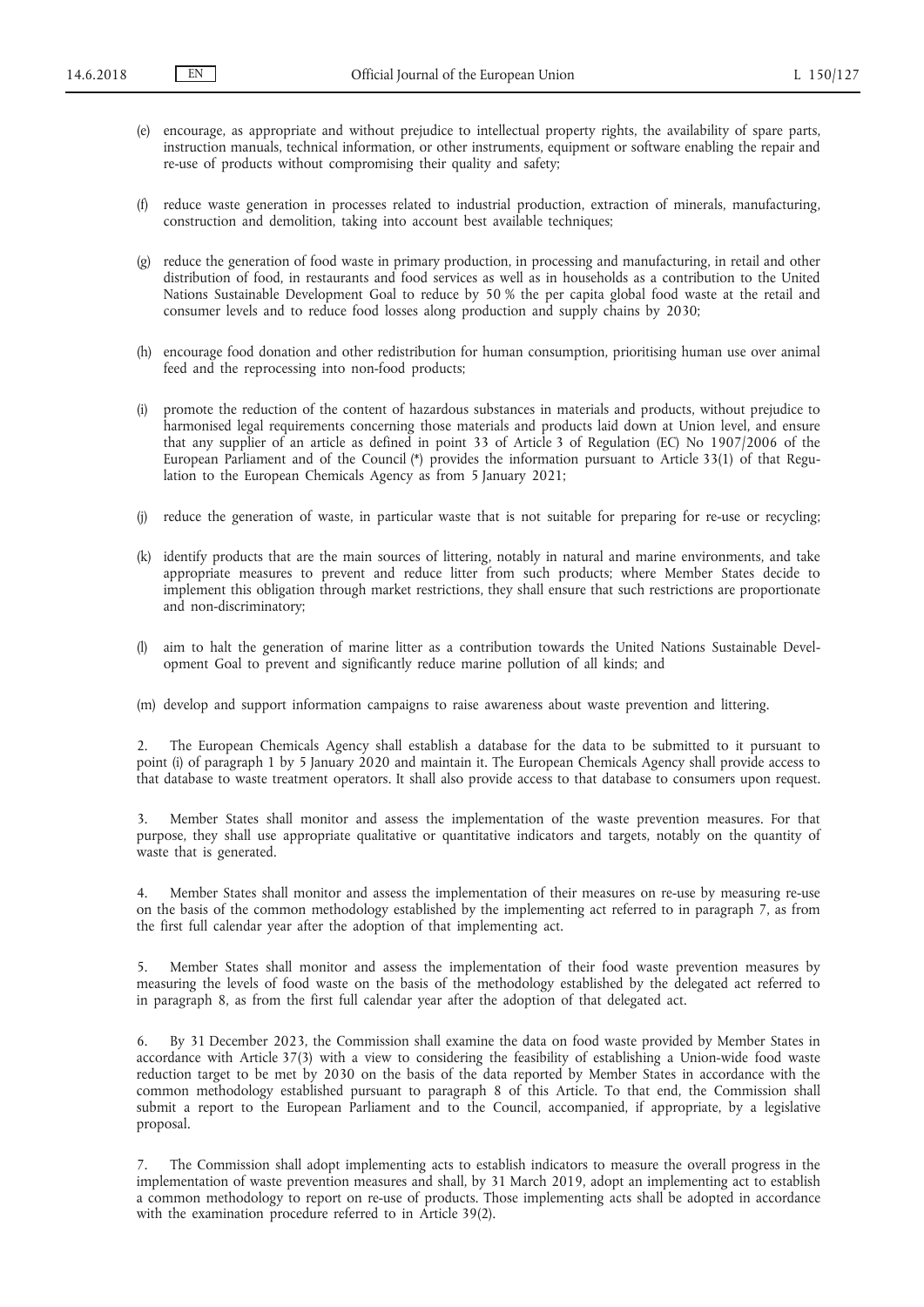(e) encourage, as appropriate and without prejudice to intellectual property rights, the availability of spare parts, instruction manuals, technical information, or other instruments, equipment or software enabling the repair and re-use of products without compromising their quality and safety;

(f) reduce waste generation in processes related to industrial production, extraction of minerals, manufacturing, construction and demolition, taking into account best available techniques;

(g) reduce the generation of food waste in primary production, in processing and manufacturing, in retail and other distribution of food, in restaurants and food services as well as in households as a contribution to the United Nations Sustainable Development Goal to reduce by 50 % the per capita global food waste at the retail and consumer levels and to reduce food losses along production and supply chains by 2030;

(h) encourage food donation and other redistribution for human consumption, prioritising human use over animal feed and the reprocessing into non-food products;

(i) promote the reduction of the content of hazardous substances in materials and products, without prejudice to harmonised legal requirements concerning those materials and products laid down at Union level, and ensure that any supplier of an article as defined in point 33 of Article 3 of Regulation (EC) No 1907/2006 of the European Parliament and of the Council (*) provides the information pursuant to Article 33(1) of that Regulation to the European Chemicals Agency as from 5 January 2021;

(j) reduce the generation of waste, in particular waste that is not suitable for preparing for re-use or recycling;

(k) identify products that are the main sources of littering, notably in natural and marine environments, and take appropriate measures to prevent and reduce litter from such products; where Member States decide to implement this obligation through market restrictions, they shall ensure that such restrictions are proportionate and non-discriminatory;

(l) aim to halt the generation of marine litter as a contribution towards the United Nations Sustainable Development Goal to prevent and significantly reduce marine pollution of all kinds; and

(m) develop and support information campaigns to raise awareness about waste prevention and littering.

2. The European Chemicals Agency shall establish a database for the data to be submitted to it pursuant to point (i) of paragraph 1 by 5 January 2020 and maintain it. The European Chemicals Agency shall provide access to that database to waste treatment operators. It shall also provide access to that database to consumers upon request.

3. Member States shall monitor and assess the implementation of the waste prevention measures. For that purpose, they shall use appropriate qualitative or quantitative indicators and targets, notably on the quantity of waste that is generated.

4. Member States shall monitor and assess the implementation of their measures on re-use by measuring re-use on the basis of the common methodology established by the implementing act referred to in paragraph 7, as from the first full calendar year after the adoption of that implementing act.

5. Member States shall monitor and assess the implementation of their food waste prevention measures by measuring the levels of food waste on the basis of the methodology established by the delegated act referred to in paragraph 8, as from the first full calendar year after the adoption of that delegated act.

6. By 31 December 2023, the Commission shall examine the data on food waste provided by Member States in accordance with Article 37(3) with a view to considering the feasibility of establishing a Union-wide food waste reduction target to be met by 2030 on the basis of the data reported by Member States in accordance with the common methodology established pursuant to paragraph 8 of this Article. To that end, the Commission shall submit a report to the European Parliament and to the Council, accompanied, if appropriate, by a legislative proposal.

7. The Commission shall adopt implementing acts to establish indicators to measure the overall progress in the implementation of waste prevention measures and shall, by 31 March 2019, adopt an implementing act to establish a common methodology to report on re-use of products. Those implementing acts shall be adopted in accordance with the examination procedure referred to in Article 39(2).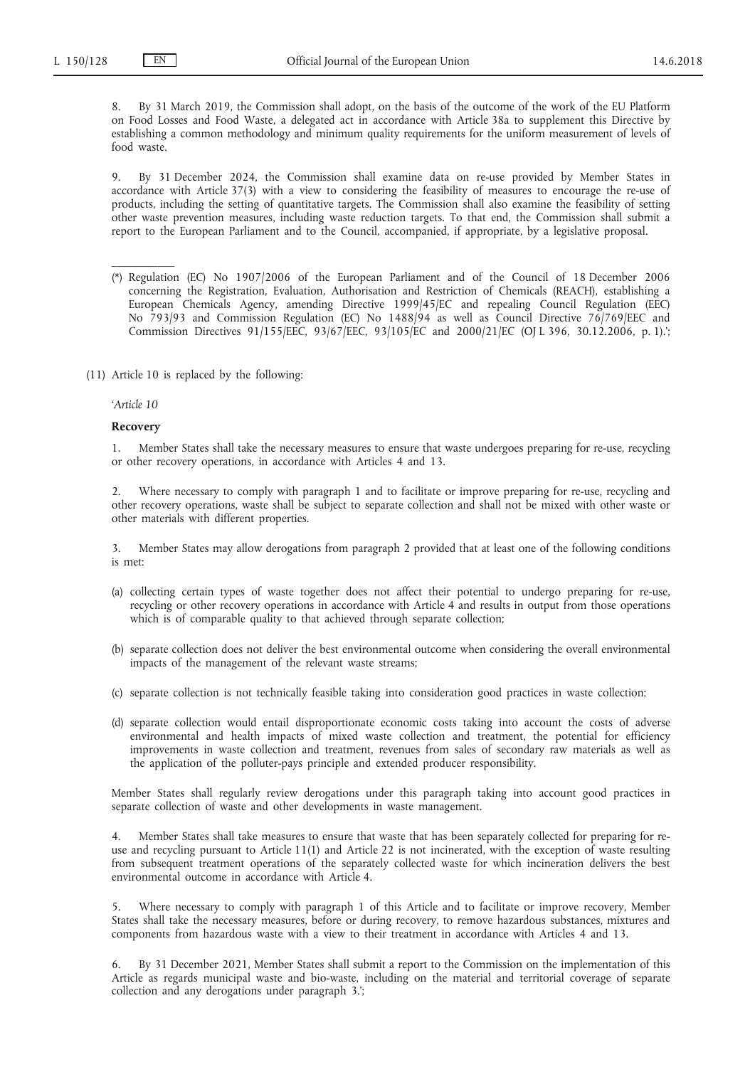8. By 31 March 2019, the Commission shall adopt, on the basis of the outcome of the work of the EU Platform on Food Losses and Food Waste, a delegated act in accordance with Article 38a to supplement this Directive by establishing a common methodology and minimum quality requirements for the uniform measurement of levels of food waste.

9. By 31 December 2024, the Commission shall examine data on re-use provided by Member States in accordance with Article 37(3) with a view to considering the feasibility of measures to encourage the re-use of products, including the setting of quantitative targets. The Commission shall also examine the feasibility of setting other waste prevention measures, including waste reduction targets. To that end, the Commission shall submit a report to the European Parliament and to the Council, accompanied, if appropriate, by a legislative proposal.

---

(*) Regulation (EC) No 1907/2006 of the European Parliament and of the Council of 18 December 2006 concerning the Registration, Evaluation, Authorisation and Restriction of Chemicals (REACH), establishing a European Chemicals Agency, amending Directive 1999/45/EC and repealing Council Regulation (EEC) No 793/93 and Commission Regulation (EC) No 1488/94 as well as Council Directive 76/769/EEC and Commission Directives 91/155/EEC, 93/67/EEC, 93/105/EC and 2000/21/EC (OJ L 396, 30.12.2006, p. 1).';

(11) Article 10 is replaced by the following:

'*Article 10*

**Recovery**

1. Member States shall take the necessary measures to ensure that waste undergoes preparing for re-use, recycling or other recovery operations, in accordance with Articles 4 and 13.

2. Where necessary to comply with paragraph 1 and to facilitate or improve preparing for re-use, recycling and other recovery operations, waste shall be subject to separate collection and shall not be mixed with other waste or other materials with different properties.

3. Member States may allow derogations from paragraph 2 provided that at least one of the following conditions is met:

(a) collecting certain types of waste together does not affect their potential to undergo preparing for re-use, recycling or other recovery operations in accordance with Article 4 and results in output from those operations which is of comparable quality to that achieved through separate collection;

(b) separate collection does not deliver the best environmental outcome when considering the overall environmental impacts of the management of the relevant waste streams;

(c) separate collection is not technically feasible taking into consideration good practices in waste collection;

(d) separate collection would entail disproportionate economic costs taking into account the costs of adverse environmental and health impacts of mixed waste collection and treatment, the potential for efficiency improvements in waste collection and treatment, revenues from sales of secondary raw materials as well as the application of the polluter-pays principle and extended producer responsibility.

Member States shall regularly review derogations under this paragraph taking into account good practices in separate collection of waste and other developments in waste management.

4. Member States shall take measures to ensure that waste that has been separately collected for preparing for re-use and recycling pursuant to Article 11(1) and Article 22 is not incinerated, with the exception of waste resulting from subsequent treatment operations of the separately collected waste for which incineration delivers the best environmental outcome in accordance with Article 4.

5. Where necessary to comply with paragraph 1 of this Article and to facilitate or improve recovery, Member States shall take the necessary measures, before or during recovery, to remove hazardous substances, mixtures and components from hazardous waste with a view to their treatment in accordance with Articles 4 and 13.

6. By 31 December 2021, Member States shall submit a report to the Commission on the implementation of this Article as regards municipal waste and bio-waste, including on the material and territorial coverage of separate collection and any derogations under paragraph 3.';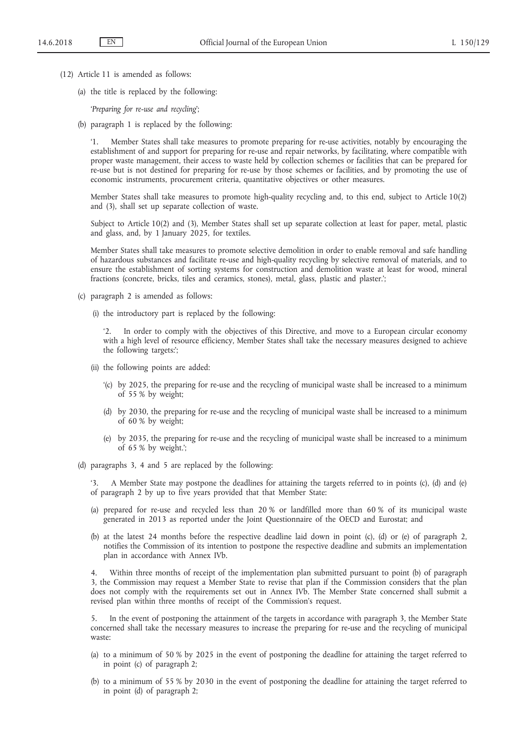(12) Article 11 is amended as follows:

(a) the title is replaced by the following:

'*Preparing for re-use and recycling*';

(b) paragraph 1 is replaced by the following:

'1. Member States shall take measures to promote preparing for re-use activities, notably by encouraging the establishment of and support for preparing for re-use and repair networks, by facilitating, where compatible with proper waste management, their access to waste held by collection schemes or facilities that can be prepared for re-use but is not destined for preparing for re-use by those schemes or facilities, and by promoting the use of economic instruments, procurement criteria, quantitative objectives or other measures.

Member States shall take measures to promote high-quality recycling and, to this end, subject to Article 10(2) and (3), shall set up separate collection of waste.

Subject to Article 10(2) and (3), Member States shall set up separate collection at least for paper, metal, plastic and glass, and, by 1 January 2025, for textiles.

Member States shall take measures to promote selective demolition in order to enable removal and safe handling of hazardous substances and facilitate re-use and high-quality recycling by selective removal of materials, and to ensure the establishment of sorting systems for construction and demolition waste at least for wood, mineral fractions (concrete, bricks, tiles and ceramics, stones), metal, glass, plastic and plaster.';

(c) paragraph 2 is amended as follows:

(i) the introductory part is replaced by the following:

'2. In order to comply with the objectives of this Directive, and move to a European circular economy with a high level of resource efficiency, Member States shall take the necessary measures designed to achieve the following targets:';

(ii) the following points are added:

'(c) by 2025, the preparing for re-use and the recycling of municipal waste shall be increased to a minimum of 55 % by weight;

(d) by 2030, the preparing for re-use and the recycling of municipal waste shall be increased to a minimum of 60 % by weight;

(e) by 2035, the preparing for re-use and the recycling of municipal waste shall be increased to a minimum of 65 % by weight.';

(d) paragraphs 3, 4 and 5 are replaced by the following:

'3. A Member State may postpone the deadlines for attaining the targets referred to in points (c), (d) and (e) of paragraph 2 by up to five years provided that that Member State:

(a) prepared for re-use and recycled less than 20 % or landfilled more than 60 % of its municipal waste generated in 2013 as reported under the Joint Questionnaire of the OECD and Eurostat; and

(b) at the latest 24 months before the respective deadline laid down in point (c), (d) or (e) of paragraph 2, notifies the Commission of its intention to postpone the respective deadline and submits an implementation plan in accordance with Annex IVb.

4. Within three months of receipt of the implementation plan submitted pursuant to point (b) of paragraph 3, the Commission may request a Member State to revise that plan if the Commission considers that the plan does not comply with the requirements set out in Annex IVb. The Member State concerned shall submit a revised plan within three months of receipt of the Commission's request.

5. In the event of postponing the attainment of the targets in accordance with paragraph 3, the Member State concerned shall take the necessary measures to increase the preparing for re-use and the recycling of municipal waste:

(a) to a minimum of 50 % by 2025 in the event of postponing the deadline for attaining the target referred to in point (c) of paragraph 2;

(b) to a minimum of 55 % by 2030 in the event of postponing the deadline for attaining the target referred to in point (d) of paragraph 2;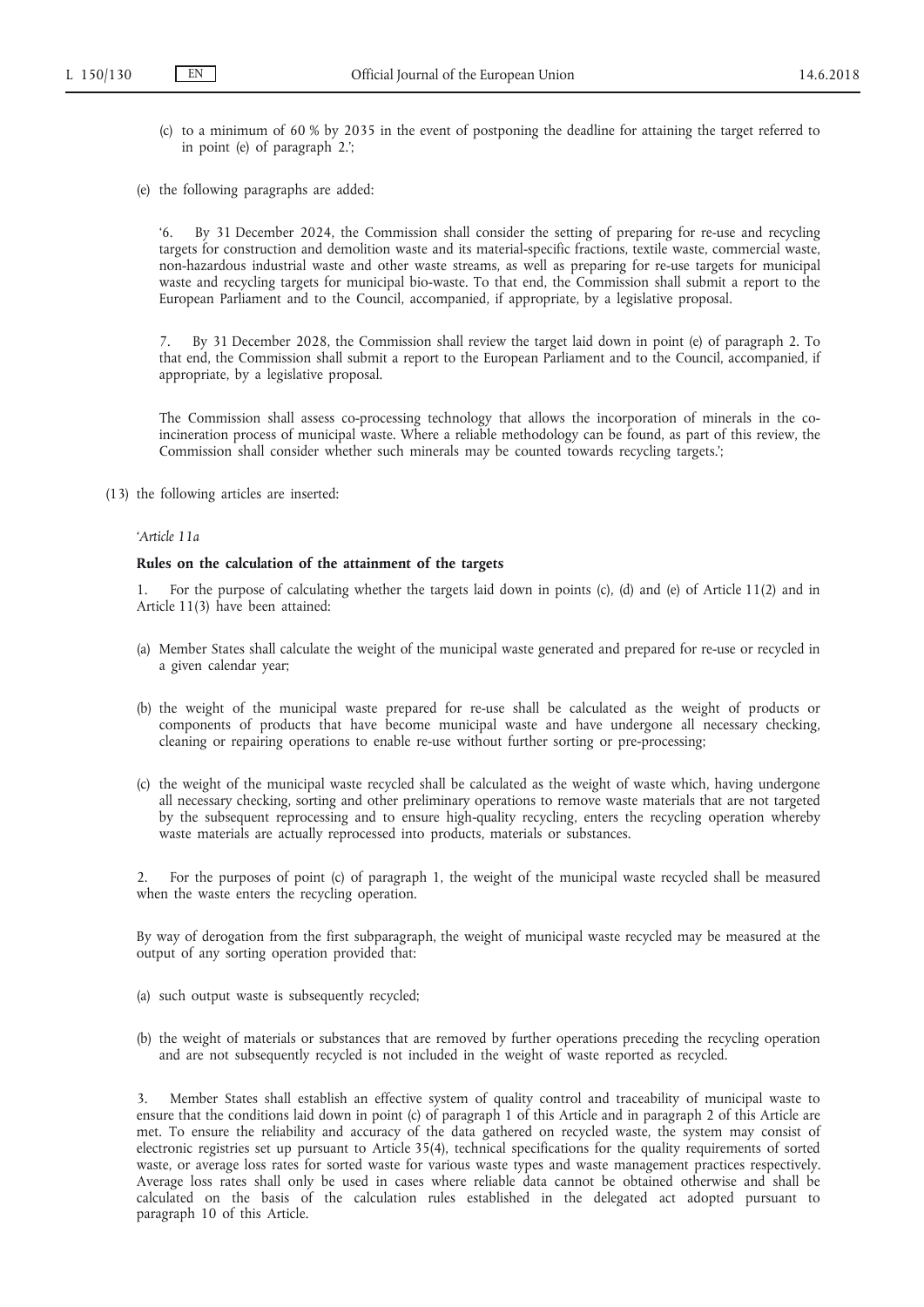(c) to a minimum of 60 % by 2035 in the event of postponing the deadline for attaining the target referred to in point (e) of paragraph 2.';

(e) the following paragraphs are added:

'6. By 31 December 2024, the Commission shall consider the setting of preparing for re-use and recycling targets for construction and demolition waste and its material-specific fractions, textile waste, commercial waste, non-hazardous industrial waste and other waste streams, as well as preparing for re-use targets for municipal waste and recycling targets for municipal bio-waste. To that end, the Commission shall submit a report to the European Parliament and to the Council, accompanied, if appropriate, by a legislative proposal.

7. By 31 December 2028, the Commission shall review the target laid down in point (e) of paragraph 2. To that end, the Commission shall submit a report to the European Parliament and to the Council, accompanied, if appropriate, by a legislative proposal.

The Commission shall assess co-processing technology that allows the incorporation of minerals in the co-incineration process of municipal waste. Where a reliable methodology can be found, as part of this review, the Commission shall consider whether such minerals may be counted towards recycling targets.';

(13) the following articles are inserted:

*'Article 11a*

**Rules on the calculation of the attainment of the targets**

1. For the purpose of calculating whether the targets laid down in points (c), (d) and (e) of Article 11(2) and in Article 11(3) have been attained:

(a) Member States shall calculate the weight of the municipal waste generated and prepared for re-use or recycled in a given calendar year;

(b) the weight of the municipal waste prepared for re-use shall be calculated as the weight of products or components of products that have become municipal waste and have undergone all necessary checking, cleaning or repairing operations to enable re-use without further sorting or pre-processing;

(c) the weight of the municipal waste recycled shall be calculated as the weight of waste which, having undergone all necessary checking, sorting and other preliminary operations to remove waste materials that are not targeted by the subsequent reprocessing and to ensure high-quality recycling, enters the recycling operation whereby waste materials are actually reprocessed into products, materials or substances.

2. For the purposes of point (c) of paragraph 1, the weight of the municipal waste recycled shall be measured when the waste enters the recycling operation.

By way of derogation from the first subparagraph, the weight of municipal waste recycled may be measured at the output of any sorting operation provided that:

(a) such output waste is subsequently recycled;

(b) the weight of materials or substances that are removed by further operations preceding the recycling operation and are not subsequently recycled is not included in the weight of waste reported as recycled.

3. Member States shall establish an effective system of quality control and traceability of municipal waste to ensure that the conditions laid down in point (c) of paragraph 1 of this Article and in paragraph 2 of this Article are met. To ensure the reliability and accuracy of the data gathered on recycled waste, the system may consist of electronic registries set up pursuant to Article 35(4), technical specifications for the quality requirements of sorted waste, or average loss rates for sorted waste for various waste types and waste management practices respectively. Average loss rates shall only be used in cases where reliable data cannot be obtained otherwise and shall be calculated on the basis of the calculation rules established in the delegated act adopted pursuant to paragraph 10 of this Article.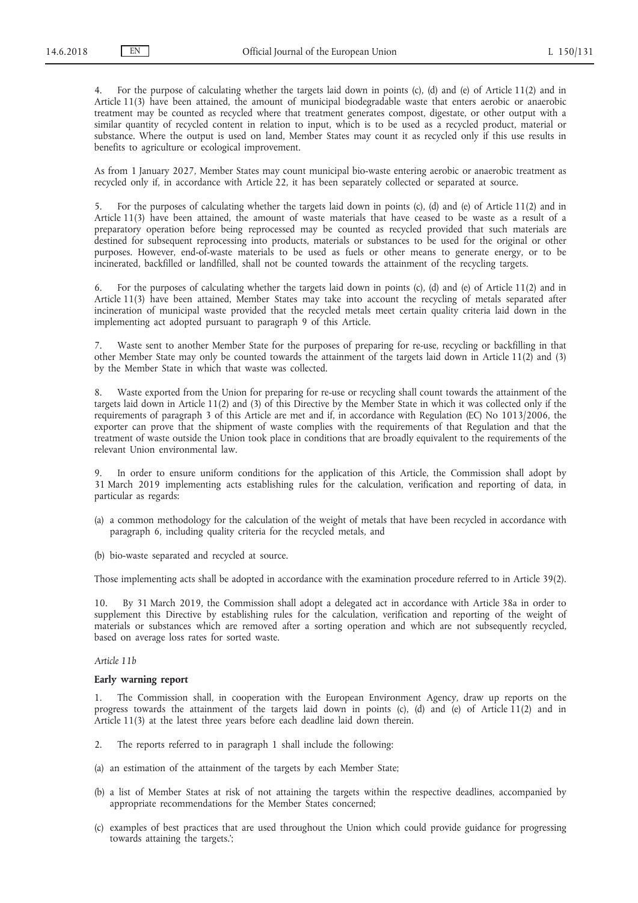4. For the purpose of calculating whether the targets laid down in points (c), (d) and (e) of Article 11(2) and in Article 11(3) have been attained, the amount of municipal biodegradable waste that enters aerobic or anaerobic treatment may be counted as recycled where that treatment generates compost, digestate, or other output with a similar quantity of recycled content in relation to input, which is to be used as a recycled product, material or substance. Where the output is used on land, Member States may count it as recycled only if this use results in benefits to agriculture or ecological improvement.

As from 1 January 2027, Member States may count municipal bio-waste entering aerobic or anaerobic treatment as recycled only if, in accordance with Article 22, it has been separately collected or separated at source.

5. For the purposes of calculating whether the targets laid down in points (c), (d) and (e) of Article 11(2) and in Article 11(3) have been attained, the amount of waste materials that have ceased to be waste as a result of a preparatory operation before being reprocessed may be counted as recycled provided that such materials are destined for subsequent reprocessing into products, materials or substances to be used for the original or other purposes. However, end-of-waste materials to be used as fuels or other means to generate energy, or to be incinerated, backfilled or landfilled, shall not be counted towards the attainment of the recycling targets.

6. For the purposes of calculating whether the targets laid down in points (c), (d) and (e) of Article 11(2) and in Article 11(3) have been attained, Member States may take into account the recycling of metals separated after incineration of municipal waste provided that the recycled metals meet certain quality criteria laid down in the implementing act adopted pursuant to paragraph 9 of this Article.

7. Waste sent to another Member State for the purposes of preparing for re-use, recycling or backfilling in that other Member State may only be counted towards the attainment of the targets laid down in Article 11(2) and (3) by the Member State in which that waste was collected.

8. Waste exported from the Union for preparing for re-use or recycling shall count towards the attainment of the targets laid down in Article 11(2) and (3) of this Directive by the Member State in which it was collected only if the requirements of paragraph 3 of this Article are met and if, in accordance with Regulation (EC) No 1013/2006, the exporter can prove that the shipment of waste complies with the requirements of that Regulation and that the treatment of waste outside the Union took place in conditions that are broadly equivalent to the requirements of the relevant Union environmental law.

9. In order to ensure uniform conditions for the application of this Article, the Commission shall adopt by 31 March 2019 implementing acts establishing rules for the calculation, verification and reporting of data, in particular as regards:

(a) a common methodology for the calculation of the weight of metals that have been recycled in accordance with paragraph 6, including quality criteria for the recycled metals, and

(b) bio-waste separated and recycled at source.

Those implementing acts shall be adopted in accordance with the examination procedure referred to in Article 39(2).

10. By 31 March 2019, the Commission shall adopt a delegated act in accordance with Article 38a in order to supplement this Directive by establishing rules for the calculation, verification and reporting of the weight of materials or substances which are removed after a sorting operation and which are not subsequently recycled, based on average loss rates for sorted waste.

*Article 11b*

**Early warning report**

1. The Commission shall, in cooperation with the European Environment Agency, draw up reports on the progress towards the attainment of the targets laid down in points (c), (d) and (e) of Article 11(2) and in Article 11(3) at the latest three years before each deadline laid down therein.

2. The reports referred to in paragraph 1 shall include the following:

(a) an estimation of the attainment of the targets by each Member State;

(b) a list of Member States at risk of not attaining the targets within the respective deadlines, accompanied by appropriate recommendations for the Member States concerned;

(c) examples of best practices that are used throughout the Union which could provide guidance for progressing towards attaining the targets.';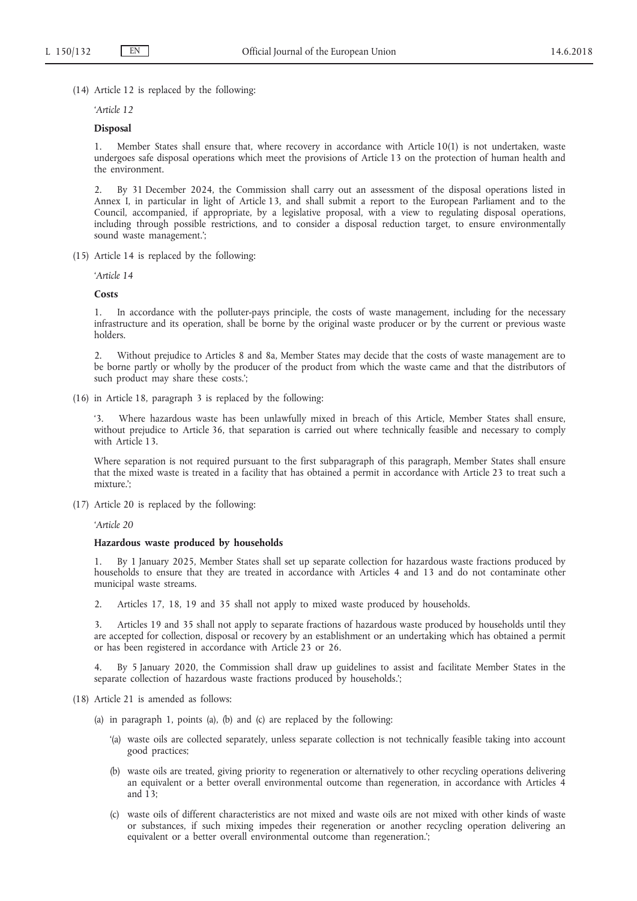(14) Article 12 is replaced by the following:

'*Article 12*

**Disposal**

1. Member States shall ensure that, where recovery in accordance with Article 10(1) is not undertaken, waste undergoes safe disposal operations which meet the provisions of Article 13 on the protection of human health and the environment.

2. By 31 December 2024, the Commission shall carry out an assessment of the disposal operations listed in Annex I, in particular in light of Article 13, and shall submit a report to the European Parliament and to the Council, accompanied, if appropriate, by a legislative proposal, with a view to regulating disposal operations, including through possible restrictions, and to consider a disposal reduction target, to ensure environmentally sound waste management.';

(15) Article 14 is replaced by the following:

'*Article 14*

**Costs**

1. In accordance with the polluter-pays principle, the costs of waste management, including for the necessary infrastructure and its operation, shall be borne by the original waste producer or by the current or previous waste holders.

2. Without prejudice to Articles 8 and 8a, Member States may decide that the costs of waste management are to be borne partly or wholly by the producer of the product from which the waste came and that the distributors of such product may share these costs.';

(16) in Article 18, paragraph 3 is replaced by the following:

'3. Where hazardous waste has been unlawfully mixed in breach of this Article, Member States shall ensure, without prejudice to Article 36, that separation is carried out where technically feasible and necessary to comply with Article 13.

Where separation is not required pursuant to the first subparagraph of this paragraph, Member States shall ensure that the mixed waste is treated in a facility that has obtained a permit in accordance with Article 23 to treat such a mixture.';

(17) Article 20 is replaced by the following:

'*Article 20*

**Hazardous waste produced by households**

1. By 1 January 2025, Member States shall set up separate collection for hazardous waste fractions produced by households to ensure that they are treated in accordance with Articles 4 and 13 and do not contaminate other municipal waste streams.

2. Articles 17, 18, 19 and 35 shall not apply to mixed waste produced by households.

3. Articles 19 and 35 shall not apply to separate fractions of hazardous waste produced by households until they are accepted for collection, disposal or recovery by an establishment or an undertaking which has obtained a permit or has been registered in accordance with Article 23 or 26.

4. By 5 January 2020, the Commission shall draw up guidelines to assist and facilitate Member States in the separate collection of hazardous waste fractions produced by households.';

(18) Article 21 is amended as follows:

(a) in paragraph 1, points (a), (b) and (c) are replaced by the following:

'(a) waste oils are collected separately, unless separate collection is not technically feasible taking into account good practices;

(b) waste oils are treated, giving priority to regeneration or alternatively to other recycling operations delivering an equivalent or a better overall environmental outcome than regeneration, in accordance with Articles 4 and 13;

(c) waste oils of different characteristics are not mixed and waste oils are not mixed with other kinds of waste or substances, if such mixing impedes their regeneration or another recycling operation delivering an equivalent or a better overall environmental outcome than regeneration.';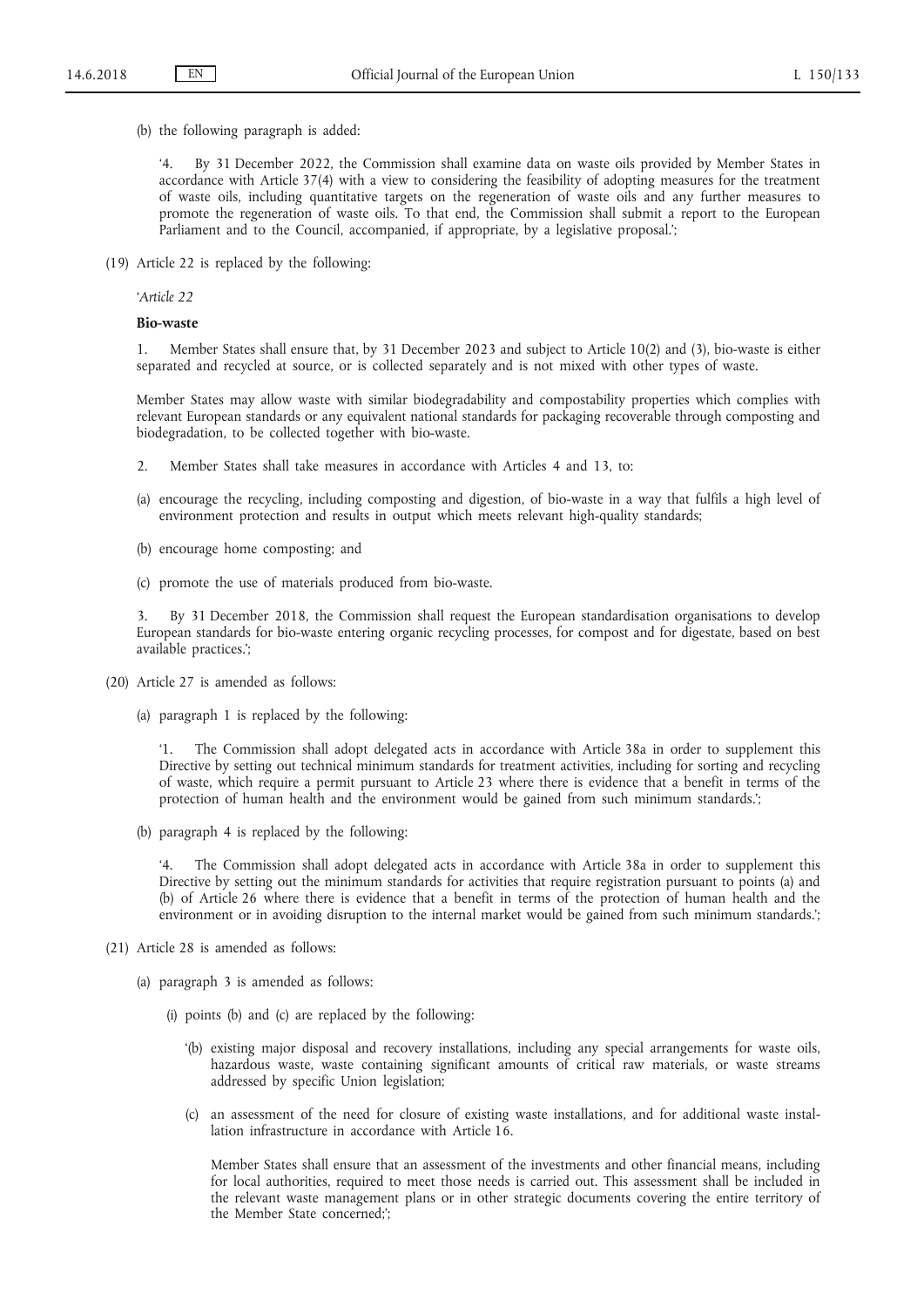(b) the following paragraph is added:

'4. By 31 December 2022, the Commission shall examine data on waste oils provided by Member States in accordance with Article 37(4) with a view to considering the feasibility of adopting measures for the treatment of waste oils, including quantitative targets on the regeneration of waste oils and any further measures to promote the regeneration of waste oils. To that end, the Commission shall submit a report to the European Parliament and to the Council, accompanied, if appropriate, by a legislative proposal.';

(19) Article 22 is replaced by the following:

'*Article 22*

**Bio-waste**

1. Member States shall ensure that, by 31 December 2023 and subject to Article 10(2) and (3), bio-waste is either separated and recycled at source, or is collected separately and is not mixed with other types of waste.

Member States may allow waste with similar biodegradability and compostability properties which complies with relevant European standards or any equivalent national standards for packaging recoverable through composting and biodegradation, to be collected together with bio-waste.

2. Member States shall take measures in accordance with Articles 4 and 13, to:

(a) encourage the recycling, including composting and digestion, of bio-waste in a way that fulfils a high level of environment protection and results in output which meets relevant high-quality standards;

(b) encourage home composting; and

(c) promote the use of materials produced from bio-waste.

3. By 31 December 2018, the Commission shall request the European standardisation organisations to develop European standards for bio-waste entering organic recycling processes, for compost and for digestate, based on best available practices.';

(20) Article 27 is amended as follows:

(a) paragraph 1 is replaced by the following:

'1. The Commission shall adopt delegated acts in accordance with Article 38a in order to supplement this Directive by setting out technical minimum standards for treatment activities, including for sorting and recycling of waste, which require a permit pursuant to Article 23 where there is evidence that a benefit in terms of the protection of human health and the environment would be gained from such minimum standards.';

(b) paragraph 4 is replaced by the following:

'4. The Commission shall adopt delegated acts in accordance with Article 38a in order to supplement this Directive by setting out the minimum standards for activities that require registration pursuant to points (a) and (b) of Article 26 where there is evidence that a benefit in terms of the protection of human health and the environment or in avoiding disruption to the internal market would be gained from such minimum standards.';

(21) Article 28 is amended as follows:

(a) paragraph 3 is amended as follows:

(i) points (b) and (c) are replaced by the following:

'(b) existing major disposal and recovery installations, including any special arrangements for waste oils, hazardous waste, waste containing significant amounts of critical raw materials, or waste streams addressed by specific Union legislation;

(c) an assessment of the need for closure of existing waste installations, and for additional waste installation infrastructure in accordance with Article 16.

Member States shall ensure that an assessment of the investments and other financial means, including for local authorities, required to meet those needs is carried out. This assessment shall be included in the relevant waste management plans or in other strategic documents covering the entire territory of the Member State concerned;';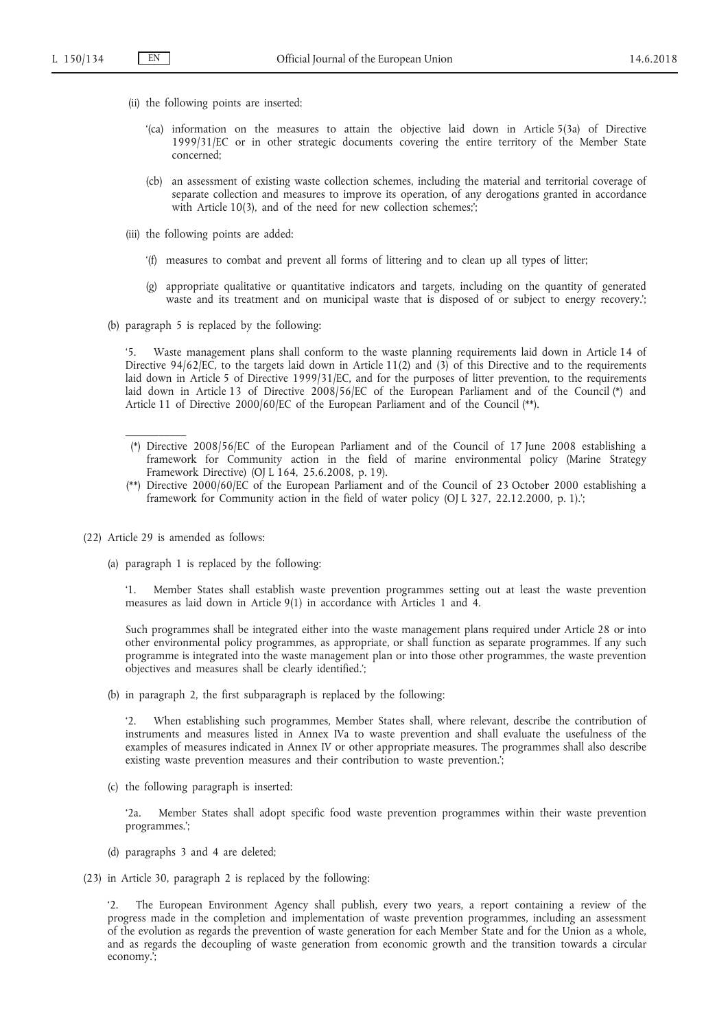(ii) the following points are inserted:

'(ca) information on the measures to attain the objective laid down in Article 5(3a) of Directive 1999/31/EC or in other strategic documents covering the entire territory of the Member State concerned;

(cb) an assessment of existing waste collection schemes, including the material and territorial coverage of separate collection and measures to improve its operation, of any derogations granted in accordance with Article 10(3), and of the need for new collection schemes;';

(iii) the following points are added:

'(f) measures to combat and prevent all forms of littering and to clean up all types of litter;

(g) appropriate qualitative or quantitative indicators and targets, including on the quantity of generated waste and its treatment and on municipal waste that is disposed of or subject to energy recovery.';

(b) paragraph 5 is replaced by the following:

'5. Waste management plans shall conform to the waste planning requirements laid down in Article 14 of Directive 94/62/EC, to the targets laid down in Article 11(2) and (3) of this Directive and to the requirements laid down in Article 5 of Directive 1999/31/EC, and for the purposes of litter prevention, to the requirements laid down in Article 13 of Directive 2008/56/EC of the European Parliament and of the Council (*) and Article 11 of Directive 2000/60/EC of the European Parliament and of the Council (**).

---

(*) Directive 2008/56/EC of the European Parliament and of the Council of 17 June 2008 establishing a framework for Community action in the field of marine environmental policy (Marine Strategy Framework Directive) (OJ L 164, 25.6.2008, p. 19).

(**) Directive 2000/60/EC of the European Parliament and of the Council of 23 October 2000 establishing a framework for Community action in the field of water policy (OJ L 327, 22.12.2000, p. 1).';

(22) Article 29 is amended as follows:

(a) paragraph 1 is replaced by the following:

'1. Member States shall establish waste prevention programmes setting out at least the waste prevention measures as laid down in Article 9(1) in accordance with Articles 1 and 4.

Such programmes shall be integrated either into the waste management plans required under Article 28 or into other environmental policy programmes, as appropriate, or shall function as separate programmes. If any such programme is integrated into the waste management plan or into those other programmes, the waste prevention objectives and measures shall be clearly identified.';

(b) in paragraph 2, the first subparagraph is replaced by the following:

'2. When establishing such programmes, Member States shall, where relevant, describe the contribution of instruments and measures listed in Annex IVa to waste prevention and shall evaluate the usefulness of the examples of measures indicated in Annex IV or other appropriate measures. The programmes shall also describe existing waste prevention measures and their contribution to waste prevention.';

(c) the following paragraph is inserted:

'2a. Member States shall adopt specific food waste prevention programmes within their waste prevention programmes.';

(d) paragraphs 3 and 4 are deleted;

(23) in Article 30, paragraph 2 is replaced by the following:

'2. The European Environment Agency shall publish, every two years, a report containing a review of the progress made in the completion and implementation of waste prevention programmes, including an assessment of the evolution as regards the prevention of waste generation for each Member State and for the Union as a whole, and as regards the decoupling of waste generation from economic growth and the transition towards a circular economy.';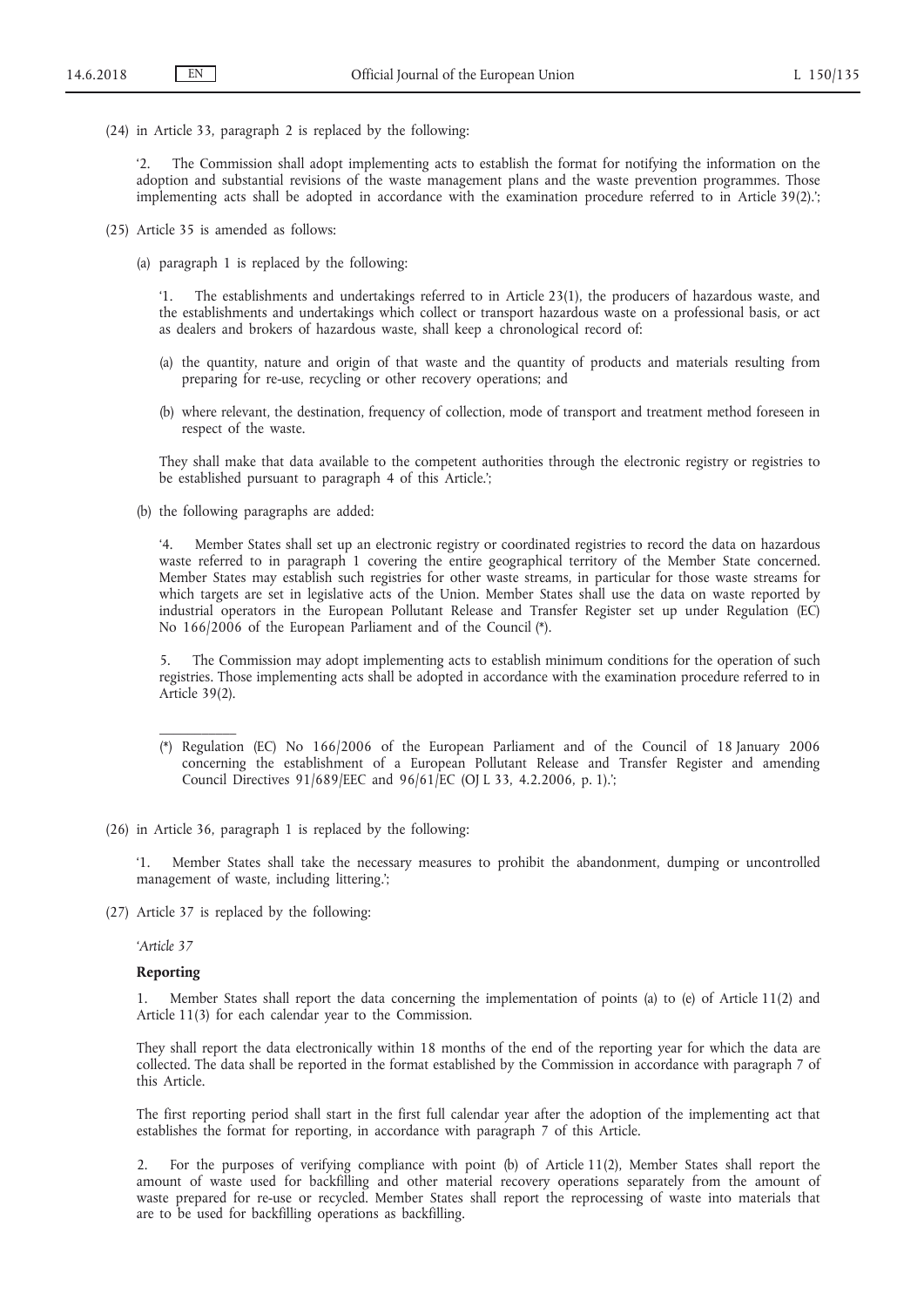(24) in Article 33, paragraph 2 is replaced by the following:

'2. The Commission shall adopt implementing acts to establish the format for notifying the information on the adoption and substantial revisions of the waste management plans and the waste prevention programmes. Those implementing acts shall be adopted in accordance with the examination procedure referred to in Article 39(2).';

(25) Article 35 is amended as follows:

(a) paragraph 1 is replaced by the following:

'1. The establishments and undertakings referred to in Article 23(1), the producers of hazardous waste, and the establishments and undertakings which collect or transport hazardous waste on a professional basis, or act as dealers and brokers of hazardous waste, shall keep a chronological record of:

(a) the quantity, nature and origin of that waste and the quantity of products and materials resulting from preparing for re-use, recycling or other recovery operations; and

(b) where relevant, the destination, frequency of collection, mode of transport and treatment method foreseen in respect of the waste.

They shall make that data available to the competent authorities through the electronic registry or registries to be established pursuant to paragraph 4 of this Article.';

(b) the following paragraphs are added:

'4. Member States shall set up an electronic registry or coordinated registries to record the data on hazardous waste referred to in paragraph 1 covering the entire geographical territory of the Member State concerned. Member States may establish such registries for other waste streams, in particular for those waste streams for which targets are set in legislative acts of the Union. Member States shall use the data on waste reported by industrial operators in the European Pollutant Release and Transfer Register set up under Regulation (EC) No 166/2006 of the European Parliament and of the Council (\*).

5. The Commission may adopt implementing acts to establish minimum conditions for the operation of such registries. Those implementing acts shall be adopted in accordance with the examination procedure referred to in Article 39(2).

---

(\*) Regulation (EC) No 166/2006 of the European Parliament and of the Council of 18 January 2006 concerning the establishment of a European Pollutant Release and Transfer Register and amending Council Directives 91/689/EEC and 96/61/EC (OJ L 33, 4.2.2006, p. 1).';

(26) in Article 36, paragraph 1 is replaced by the following:

'1. Member States shall take the necessary measures to prohibit the abandonment, dumping or uncontrolled management of waste, including littering.';

(27) Article 37 is replaced by the following:

'*Article 37*

**Reporting**

1. Member States shall report the data concerning the implementation of points (a) to (e) of Article 11(2) and Article 11(3) for each calendar year to the Commission.

They shall report the data electronically within 18 months of the end of the reporting year for which the data are collected. The data shall be reported in the format established by the Commission in accordance with paragraph 7 of this Article.

The first reporting period shall start in the first full calendar year after the adoption of the implementing act that establishes the format for reporting, in accordance with paragraph 7 of this Article.

2. For the purposes of verifying compliance with point (b) of Article 11(2), Member States shall report the amount of waste used for backfilling and other material recovery operations separately from the amount of waste prepared for re-use or recycled. Member States shall report the reprocessing of waste into materials that are to be used for backfilling operations as backfilling.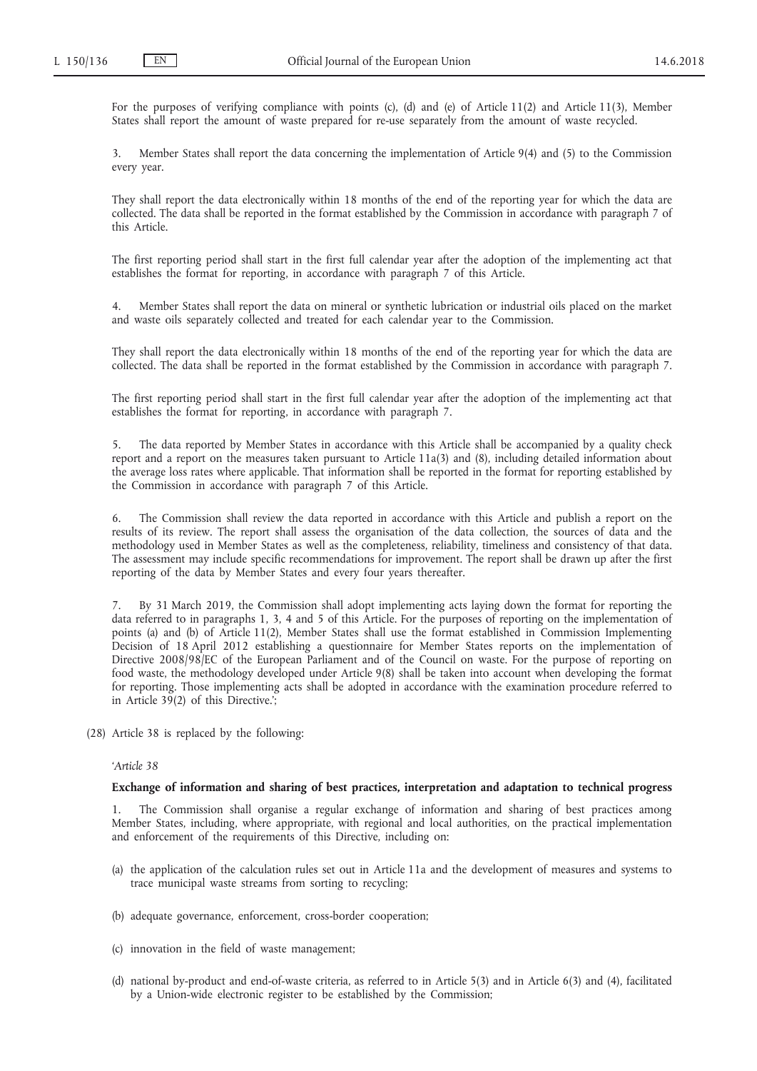For the purposes of verifying compliance with points (c), (d) and (e) of Article 11(2) and Article 11(3), Member States shall report the amount of waste prepared for re-use separately from the amount of waste recycled.

3. Member States shall report the data concerning the implementation of Article 9(4) and (5) to the Commission every year.

They shall report the data electronically within 18 months of the end of the reporting year for which the data are collected. The data shall be reported in the format established by the Commission in accordance with paragraph 7 of this Article.

The first reporting period shall start in the first full calendar year after the adoption of the implementing act that establishes the format for reporting, in accordance with paragraph 7 of this Article.

4. Member States shall report the data on mineral or synthetic lubrication or industrial oils placed on the market and waste oils separately collected and treated for each calendar year to the Commission.

They shall report the data electronically within 18 months of the end of the reporting year for which the data are collected. The data shall be reported in the format established by the Commission in accordance with paragraph 7.

The first reporting period shall start in the first full calendar year after the adoption of the implementing act that establishes the format for reporting, in accordance with paragraph 7.

5. The data reported by Member States in accordance with this Article shall be accompanied by a quality check report and a report on the measures taken pursuant to Article 11a(3) and (8), including detailed information about the average loss rates where applicable. That information shall be reported in the format for reporting established by the Commission in accordance with paragraph 7 of this Article.

6. The Commission shall review the data reported in accordance with this Article and publish a report on the results of its review. The report shall assess the organisation of the data collection, the sources of data and the methodology used in Member States as well as the completeness, reliability, timeliness and consistency of that data. The assessment may include specific recommendations for improvement. The report shall be drawn up after the first reporting of the data by Member States and every four years thereafter.

7. By 31 March 2019, the Commission shall adopt implementing acts laying down the format for reporting the data referred to in paragraphs 1, 3, 4 and 5 of this Article. For the purposes of reporting on the implementation of points (a) and (b) of Article 11(2), Member States shall use the format established in Commission Implementing Decision of 18 April 2012 establishing a questionnaire for Member States reports on the implementation of Directive 2008/98/EC of the European Parliament and of the Council on waste. For the purpose of reporting on food waste, the methodology developed under Article 9(8) shall be taken into account when developing the format for reporting. Those implementing acts shall be adopted in accordance with the examination procedure referred to in Article 39(2) of this Directive.';

(28) Article 38 is replaced by the following:

'*Article 38*

**Exchange of information and sharing of best practices, interpretation and adaptation to technical progress**

1. The Commission shall organise a regular exchange of information and sharing of best practices among Member States, including, where appropriate, with regional and local authorities, on the practical implementation and enforcement of the requirements of this Directive, including on:

(a) the application of the calculation rules set out in Article 11a and the development of measures and systems to trace municipal waste streams from sorting to recycling;

(b) adequate governance, enforcement, cross-border cooperation;

(c) innovation in the field of waste management;

(d) national by-product and end-of-waste criteria, as referred to in Article 5(3) and in Article 6(3) and (4), facilitated by a Union-wide electronic register to be established by the Commission;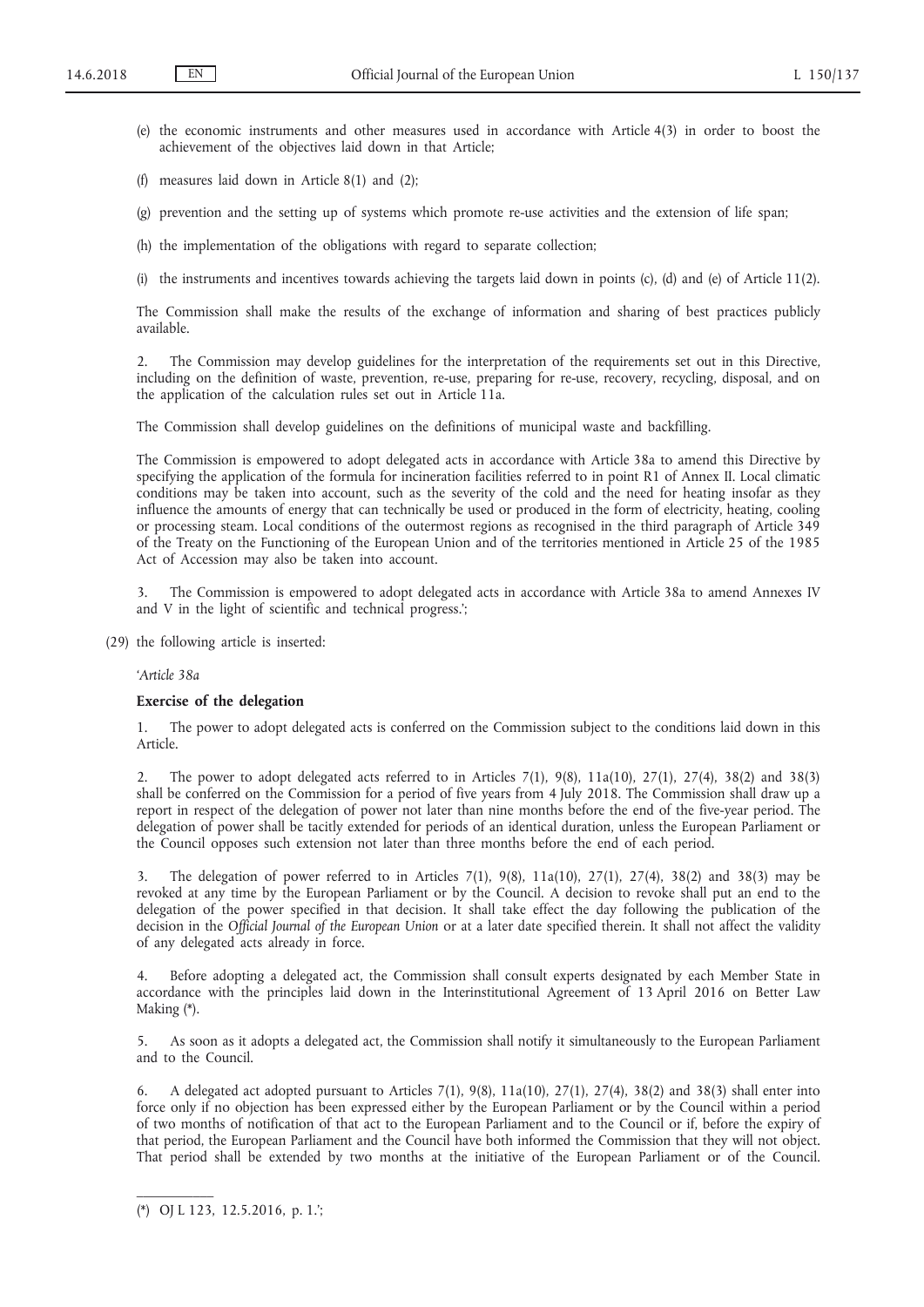(e) the economic instruments and other measures used in accordance with Article 4(3) in order to boost the achievement of the objectives laid down in that Article;

(f) measures laid down in Article 8(1) and (2);

(g) prevention and the setting up of systems which promote re-use activities and the extension of life span;

(h) the implementation of the obligations with regard to separate collection;

(i) the instruments and incentives towards achieving the targets laid down in points (c), (d) and (e) of Article 11(2).

The Commission shall make the results of the exchange of information and sharing of best practices publicly available.

2. The Commission may develop guidelines for the interpretation of the requirements set out in this Directive, including on the definition of waste, prevention, re-use, preparing for re-use, recovery, recycling, disposal, and on the application of the calculation rules set out in Article 11a.

The Commission shall develop guidelines on the definitions of municipal waste and backfilling.

The Commission is empowered to adopt delegated acts in accordance with Article 38a to amend this Directive by specifying the application of the formula for incineration facilities referred to in point R1 of Annex II. Local climatic conditions may be taken into account, such as the severity of the cold and the need for heating insofar as they influence the amounts of energy that can technically be used or produced in the form of electricity, heating, cooling or processing steam. Local conditions of the outermost regions as recognised in the third paragraph of Article 349 of the Treaty on the Functioning of the European Union and of the territories mentioned in Article 25 of the 1985 Act of Accession may also be taken into account.

3. The Commission is empowered to adopt delegated acts in accordance with Article 38a to amend Annexes IV and V in the light of scientific and technical progress.';

(29) the following article is inserted:

'*Article 38a*

**Exercise of the delegation**

1. The power to adopt delegated acts is conferred on the Commission subject to the conditions laid down in this Article.

2. The power to adopt delegated acts referred to in Articles 7(1), 9(8), 11a(10), 27(1), 27(4), 38(2) and 38(3) shall be conferred on the Commission for a period of five years from 4 July 2018. The Commission shall draw up a report in respect of the delegation of power not later than nine months before the end of the five-year period. The delegation of power shall be tacitly extended for periods of an identical duration, unless the European Parliament or the Council opposes such extension not later than three months before the end of each period.

3. The delegation of power referred to in Articles 7(1), 9(8), 11a(10), 27(1), 27(4), 38(2) and 38(3) may be revoked at any time by the European Parliament or by the Council. A decision to revoke shall put an end to the delegation of the power specified in that decision. It shall take effect the day following the publication of the decision in the *Official Journal of the European Union* or at a later date specified therein. It shall not affect the validity of any delegated acts already in force.

4. Before adopting a delegated act, the Commission shall consult experts designated by each Member State in accordance with the principles laid down in the Interinstitutional Agreement of 13 April 2016 on Better Law Making (*).

5. As soon as it adopts a delegated act, the Commission shall notify it simultaneously to the European Parliament and to the Council.

6. A delegated act adopted pursuant to Articles 7(1), 9(8), 11a(10), 27(1), 27(4), 38(2) and 38(3) shall enter into force only if no objection has been expressed either by the European Parliament or by the Council within a period of two months of notification of that act to the European Parliament and to the Council or if, before the expiry of that period, the European Parliament and the Council have both informed the Commission that they will not object. That period shall be extended by two months at the initiative of the European Parliament or of the Council.

---

(*) OJ L 123, 12.5.2016, p. 1.';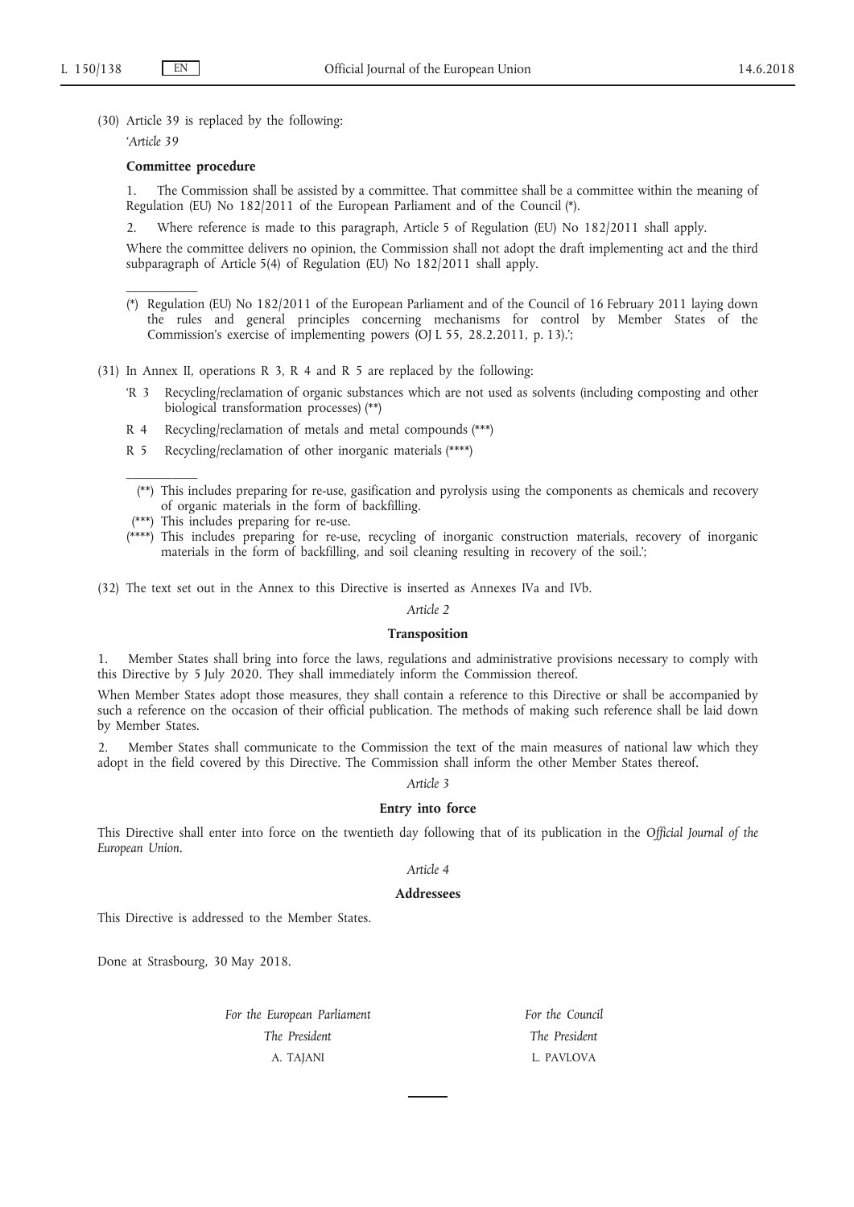(30) Article 39 is replaced by the following:

'*Article 39*

**Committee procedure**

1. The Commission shall be assisted by a committee. That committee shall be a committee within the meaning of Regulation (EU) No 182/2011 of the European Parliament and of the Council (*).

2. Where reference is made to this paragraph, Article 5 of Regulation (EU) No 182/2011 shall apply.

Where the committee delivers no opinion, the Commission shall not adopt the draft implementing act and the third subparagraph of Article 5(4) of Regulation (EU) No 182/2011 shall apply.

---

(*) Regulation (EU) No 182/2011 of the European Parliament and of the Council of 16 February 2011 laying down the rules and general principles concerning mechanisms for control by Member States of the Commission's exercise of implementing powers (OJ L 55, 28.2.2011, p. 13).';

(31) In Annex II, operations R 3, R 4 and R 5 are replaced by the following:

'R 3 Recycling/reclamation of organic substances which are not used as solvents (including composting and other biological transformation processes) (**)

R 4 Recycling/reclamation of metals and metal compounds (***)

R 5 Recycling/reclamation of other inorganic materials (****)

---

(**) This includes preparing for re-use, gasification and pyrolysis using the components as chemicals and recovery of organic materials in the form of backfilling.

(***) This includes preparing for re-use.

(****) This includes preparing for re-use, recycling of inorganic construction materials, recovery of inorganic materials in the form of backfilling, and soil cleaning resulting in recovery of the soil.';

(32) The text set out in the Annex to this Directive is inserted as Annexes IVa and IVb.

*Article 2*

**Transposition**

1. Member States shall bring into force the laws, regulations and administrative provisions necessary to comply with this Directive by 5 July 2020. They shall immediately inform the Commission thereof.

When Member States adopt those measures, they shall contain a reference to this Directive or shall be accompanied by such a reference on the occasion of their official publication. The methods of making such reference shall be laid down by Member States.

2. Member States shall communicate to the Commission the text of the main measures of national law which they adopt in the field covered by this Directive. The Commission shall inform the other Member States thereof.

*Article 3*

**Entry into force**

This Directive shall enter into force on the twentieth day following that of its publication in the *Official Journal of the European Union*.

*Article 4*

**Addressees**

This Directive is addressed to the Member States.

Done at Strasbourg, 30 May 2018.

| *For the European Parliament* | *For the Council* |
|---|---|
| *The President* | *The President* |
| A. TAJANI | L. PAVLOVA |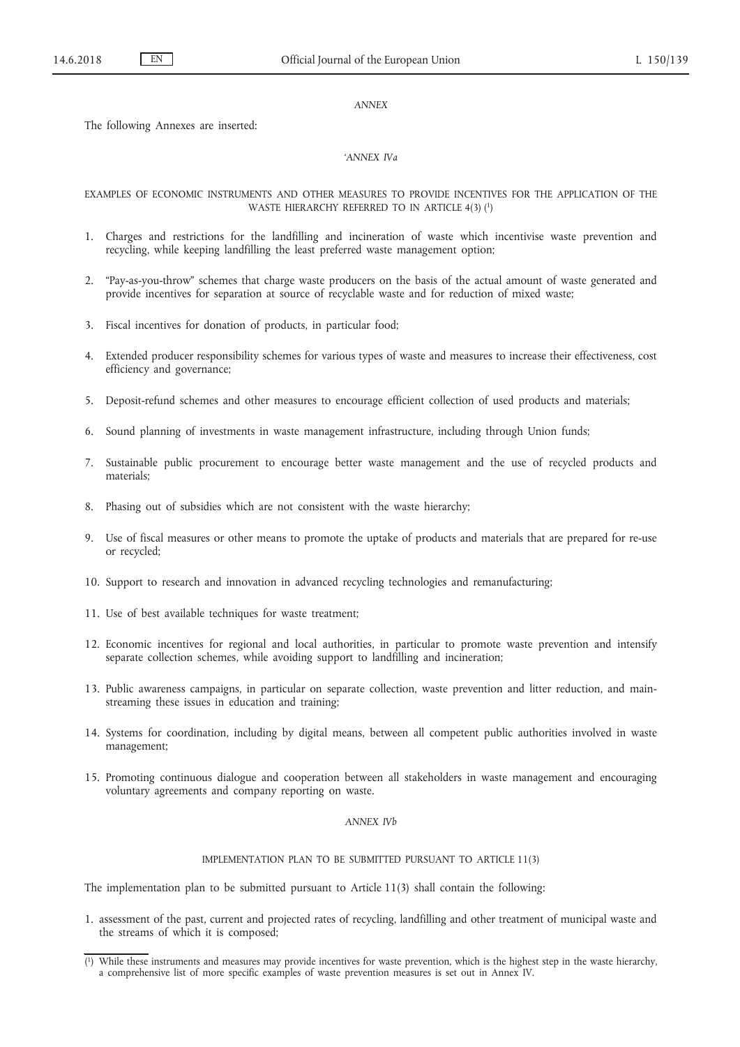*ANNEX*

The following Annexes are inserted:

*'ANNEX IVa*

EXAMPLES OF ECONOMIC INSTRUMENTS AND OTHER MEASURES TO PROVIDE INCENTIVES FOR THE APPLICATION OF THE WASTE HIERARCHY REFERRED TO IN ARTICLE 4(3) [1]

1. Charges and restrictions for the landfilling and incineration of waste which incentivise waste prevention and recycling, while keeping landfilling the least preferred waste management option;

2. "Pay-as-you-throw" schemes that charge waste producers on the basis of the actual amount of waste generated and provide incentives for separation at source of recyclable waste and for reduction of mixed waste;

3. Fiscal incentives for donation of products, in particular food;

4. Extended producer responsibility schemes for various types of waste and measures to increase their effectiveness, cost efficiency and governance;

5. Deposit-refund schemes and other measures to encourage efficient collection of used products and materials;

6. Sound planning of investments in waste management infrastructure, including through Union funds;

7. Sustainable public procurement to encourage better waste management and the use of recycled products and materials;

8. Phasing out of subsidies which are not consistent with the waste hierarchy;

9. Use of fiscal measures or other means to promote the uptake of products and materials that are prepared for re-use or recycled;

10. Support to research and innovation in advanced recycling technologies and remanufacturing;

11. Use of best available techniques for waste treatment;

12. Economic incentives for regional and local authorities, in particular to promote waste prevention and intensify separate collection schemes, while avoiding support to landfilling and incineration;

13. Public awareness campaigns, in particular on separate collection, waste prevention and litter reduction, and mainstreaming these issues in education and training;

14. Systems for coordination, including by digital means, between all competent public authorities involved in waste management;

15. Promoting continuous dialogue and cooperation between all stakeholders in waste management and encouraging voluntary agreements and company reporting on waste.

*ANNEX IVb*

IMPLEMENTATION PLAN TO BE SUBMITTED PURSUANT TO ARTICLE 11(3)

The implementation plan to be submitted pursuant to Article 11(3) shall contain the following:

1. assessment of the past, current and projected rates of recycling, landfilling and other treatment of municipal waste and the streams of which it is composed;

---

[1] While these instruments and measures may provide incentives for waste prevention, which is the highest step in the waste hierarchy, a comprehensive list of more specific examples of waste prevention measures is set out in Annex IV.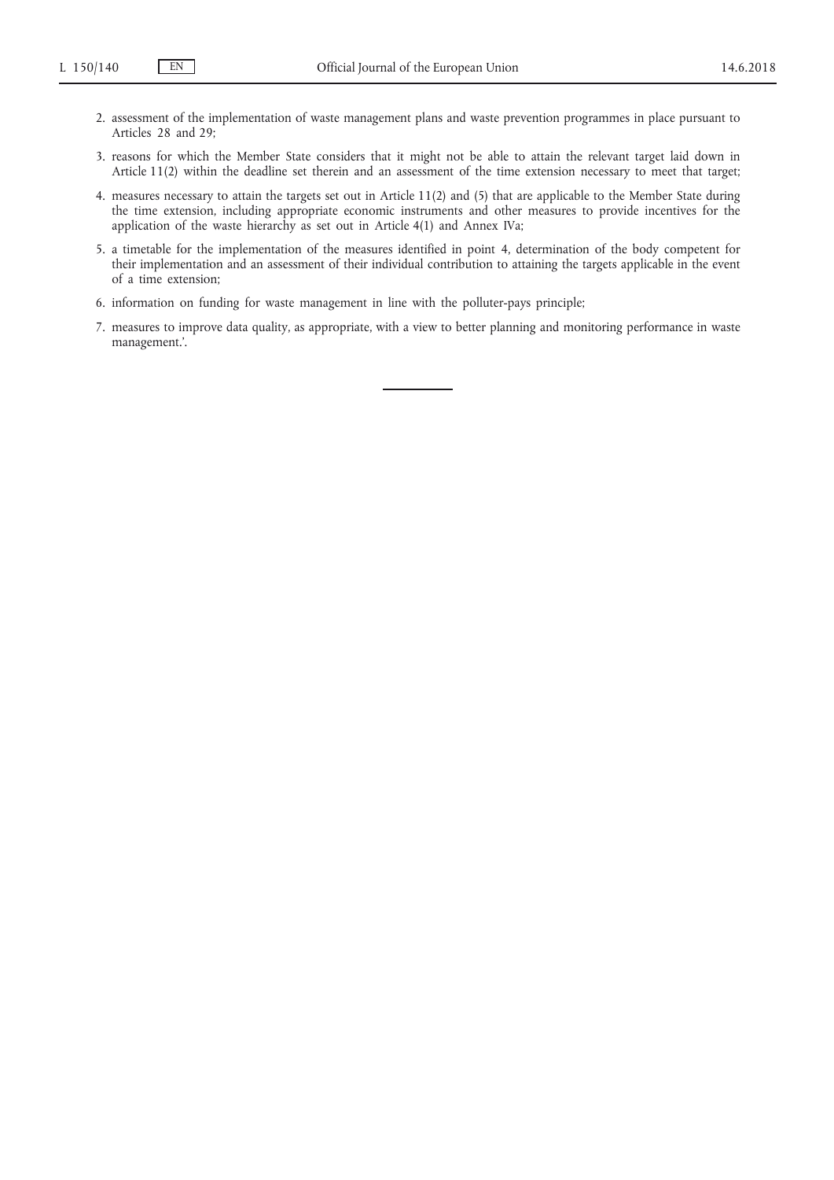2. assessment of the implementation of waste management plans and waste prevention programmes in place pursuant to Articles 28 and 29;
3. reasons for which the Member State considers that it might not be able to attain the relevant target laid down in Article 11(2) within the deadline set therein and an assessment of the time extension necessary to meet that target;
4. measures necessary to attain the targets set out in Article 11(2) and (5) that are applicable to the Member State during the time extension, including appropriate economic instruments and other measures to provide incentives for the application of the waste hierarchy as set out in Article 4(1) and Annex IVa;
5. a timetable for the implementation of the measures identified in point 4, determination of the body competent for their implementation and an assessment of their individual contribution to attaining the targets applicable in the event of a time extension;
6. information on funding for waste management in line with the polluter-pays principle;
7. measures to improve data quality, as appropriate, with a view to better planning and monitoring performance in waste management.'.